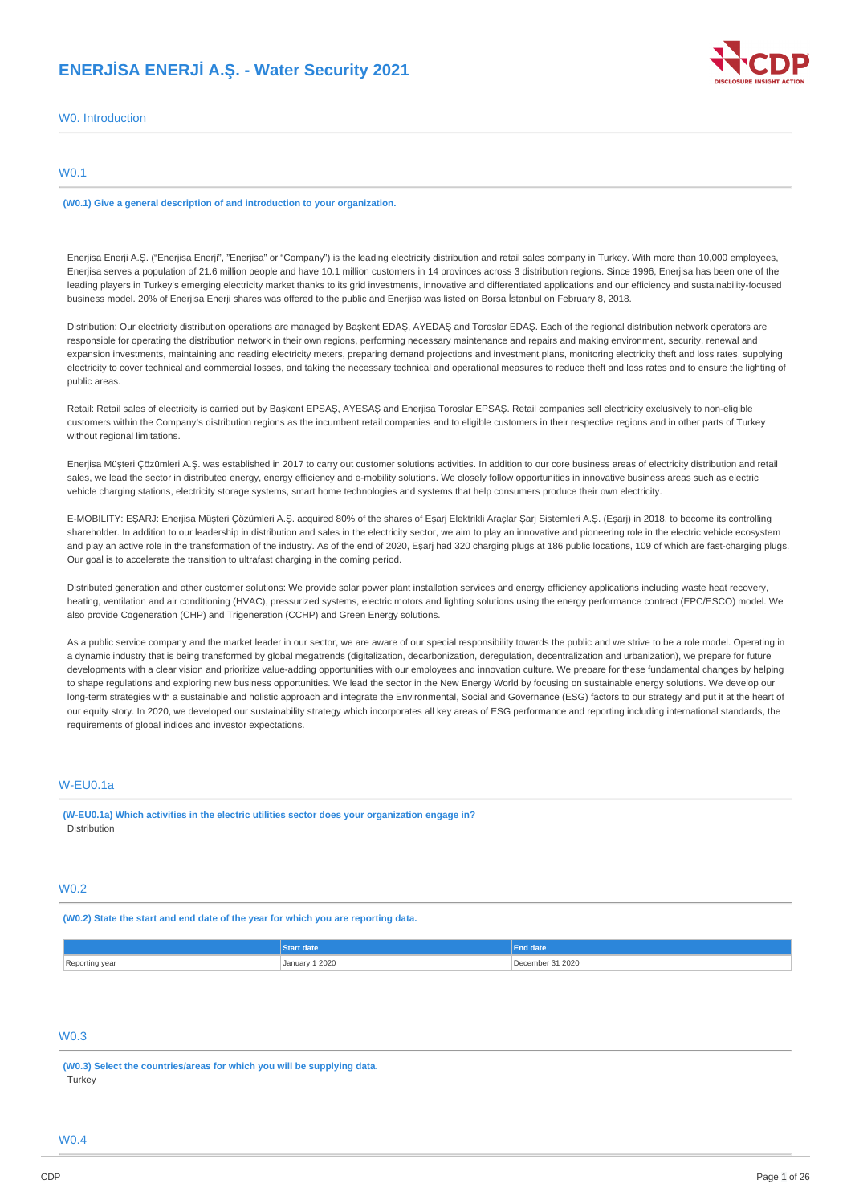# ENERJİSA ENERJİ A.Ş. - Water Security 2021

## W0. Introduction

### W0.1

**(W0.1) Give a general description of and introduction to your organization.**

Enerjisa Enerji A.Ş. ("Enerjisa Enerji", "Enerjisa" or "Company") is the leading electricity distribution and retail sales company in Turkey. With more than 10,000 employees, Enerjisa serves a population of 21.6 million people and have 10.1 million customers in 14 provinces across 3 distribution regions. Since 1996, Enerjisa has been one of the leading players in Turkey's emerging electricity market thanks to its grid investments, innovative and differentiated applications and our efficiency and sustainability-focused business model. 20% of Enerjisa Enerji shares was offered to the public and Enerjisa was listed on Borsa İstanbul on February 8, 2018.

Distribution: Our electricity distribution operations are managed by Başkent EDAŞ, AYEDAŞ and Toroslar EDAŞ. Each of the regional distribution network operators are responsible for operating the distribution network in their own regions, performing necessary maintenance and repairs and making environment, security, renewal and expansion investments, maintaining and reading electricity meters, preparing demand projections and investment plans, monitoring electricity theft and loss rates, supplying electricity to cover technical and commercial losses, and taking the necessary technical and operational measures to reduce theft and loss rates and to ensure the lighting of public areas.

Retail: Retail sales of electricity is carried out by Başkent EPSAŞ, AYESAŞ and Enerjisa Toroslar EPSAŞ. Retail companies sell electricity exclusively to non-eligible customers within the Company's distribution regions as the incumbent retail companies and to eligible customers in their respective regions and in other parts of Turkey without regional limitations.

Enerjisa Müşteri Çözümleri A.Ş. was established in 2017 to carry out customer solutions activities. In addition to our core business areas of electricity distribution and retail sales, we lead the sector in distributed energy, energy efficiency and e-mobility solutions. We closely follow opportunities in innovative business areas such as electric vehicle charging stations, electricity storage systems, smart home technologies and systems that help consumers produce their own electricity.

E-MOBILITY: EŞARJ: Enerjisa Müşteri Çözümleri A.Ş. acquired 80% of the shares of Eşarj Elektrikli Araçlar Şarj Sistemleri A.Ş. (Eşarj) in 2018, to become its controlling shareholder. In addition to our leadership in distribution and sales in the electricity sector, we aim to play an innovative and pioneering role in the electric vehicle ecosystem and play an active role in the transformation of the industry. As of the end of 2020, Eşarj had 320 charging plugs at 186 public locations, 109 of which are fast-charging plugs. Our goal is to accelerate the transition to ultrafast charging in the coming period.

Distributed generation and other customer solutions: We provide solar power plant installation services and energy efficiency applications including waste heat recovery, heating, ventilation and air conditioning (HVAC), pressurized systems, electric motors and lighting solutions using the energy performance contract (EPC/ESCO) model. We also provide Cogeneration (CHP) and Trigeneration (CCHP) and Green Energy solutions.

As a public service company and the market leader in our sector, we are aware of our special responsibility towards the public and we strive to be a role model. Operating in a dynamic industry that is being transformed by global megatrends (digitalization, decarbonization, deregulation, decentralization and urbanization), we prepare for future developments with a clear vision and prioritize value-adding opportunities with our employees and innovation culture. We prepare for these fundamental changes by helping to shape regulations and exploring new business opportunities. We lead the sector in the New Energy World by focusing on sustainable energy solutions. We develop our long-term strategies with a sustainable and holistic approach and integrate the Environmental, Social and Governance (ESG) factors to our strategy and put it at the heart of our equity story. In 2020, we developed our sustainability strategy which incorporates all key areas of ESG performance and reporting including international standards, the requirements of global indices and investor expectations.

### W-EU0.1a

**(W-EU0.1a) Which activities in the electric utilities sector does your organization engage in?**

Distribution

### W0.2

**(W0.2) State the start and end date of the year for which you are reporting data.**

| | Start date | End date |
|---|---|---|
| Reporting year | January 1 2020 | December 31 2020 |

### W0.3

**(W0.3) Select the countries/areas for which you will be supplying data.**

Turkey

### W0.4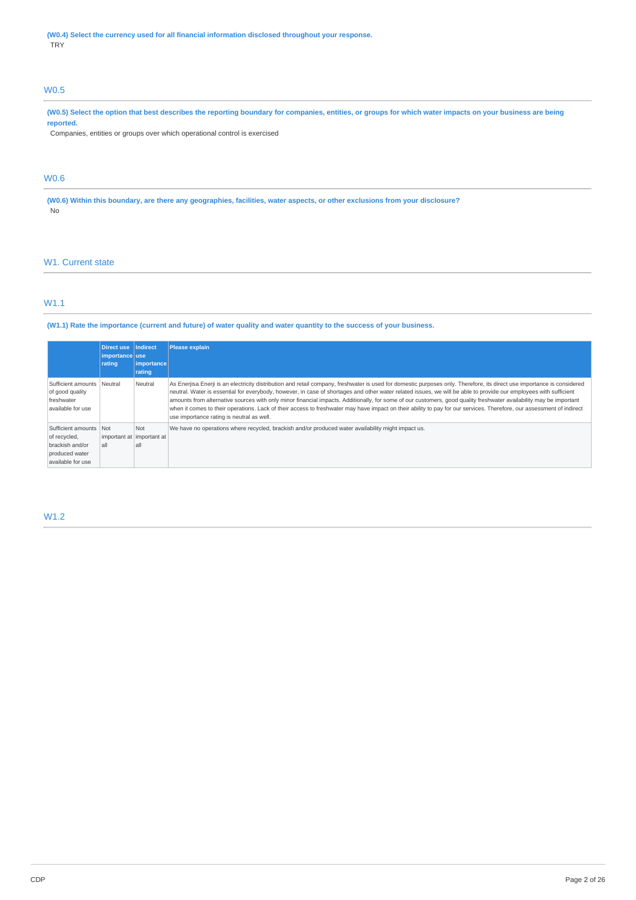**(W0.4) Select the currency used for all financial information disclosed throughout your response.**

TRY

## W0.5

**(W0.5) Select the option that best describes the reporting boundary for companies, entities, or groups for which water impacts on your business are being reported.**

Companies, entities or groups over which operational control is exercised

## W0.6

**(W0.6) Within this boundary, are there any geographies, facilities, water aspects, or other exclusions from your disclosure?**

No

# W1. Current state

## W1.1

**(W1.1) Rate the importance (current and future) of water quality and water quantity to the success of your business.**

| | Direct use importance rating | Indirect use importance rating | Please explain |
|---|---|---|---|
| Sufficient amounts of good quality freshwater available for use | Neutral | Neutral | As Enerjisa Enerji is an electricity distribution and retail company, freshwater is used for domestic purposes only. Therefore, its direct use importance is considered neutral. Water is essential for everybody, however, in case of shortages and other water related issues, we will be able to provide our employees with sufficient amounts from alternative sources with only minor financial impacts. Additionally, for some of our customers, good quality freshwater availability may be important when it comes to their operations. Lack of their access to freshwater may have impact on their ability to pay for our services. Therefore, our assessment of indirect use importance rating is neutral as well. |
| Sufficient amounts of recycled, brackish and/or produced water available for use | Not important at all | Not important at all | We have no operations where recycled, brackish and/or produced water availability might impact us. |

## W1.2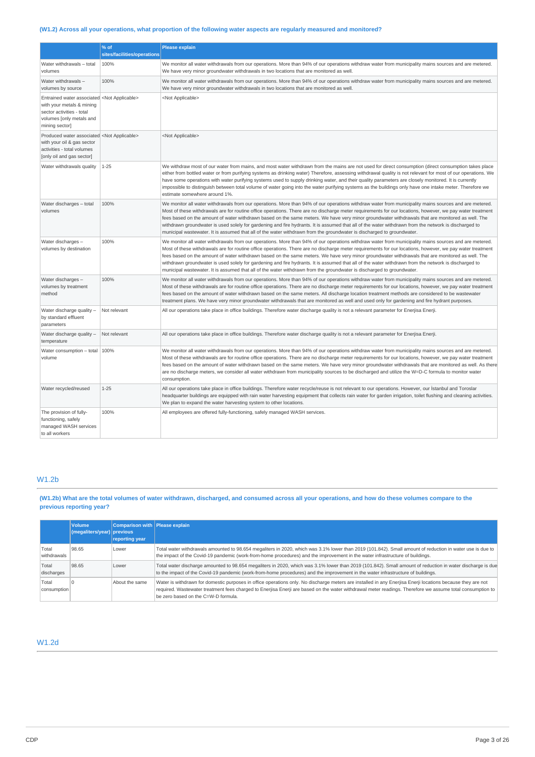**(W1.2) Across all your operations, what proportion of the following water aspects are regularly measured and monitored?**

| | % of sites/facilities/operations | Please explain |
|---|---|---|
| Water withdrawals – total volumes | 100% | We monitor all water withdrawals from our operations. More than 94% of our operations withdraw water from municipality mains sources and are metered. We have very minor groundwater withdrawals in two locations that are monitored as well. |
| Water withdrawals – volumes by source | 100% | We monitor all water withdrawals from our operations. More than 94% of our operations withdraw water from municipality mains sources and are metered. We have very minor groundwater withdrawals in two locations that are monitored as well. |
| Entrained water associated with your metals & mining sector activities - total volumes [only metals and mining sector] | <Not Applicable> | <Not Applicable> |
| Produced water associated with your oil & gas sector activities - total volumes [only oil and gas sector] | <Not Applicable> | <Not Applicable> |
| Water withdrawals quality | 1-25 | We withdraw most of our water from mains, and most water withdrawn from the mains are not used for direct consumption (direct consumption takes place either from bottled water or from purifying systems as drinking water) Therefore, assessing withdrawal quality is not relevant for most of our operations. We have some operations with water purifying systems used to supply drinking water, and their quality parameters are closely monitored. It is currently impossible to distinguish between total volume of water going into the water purifying systems as the buildings only have one intake meter. Therefore we estimate somewhere around 1%. |
| Water discharges – total volumes | 100% | We monitor all water withdrawals from our operations. More than 94% of our operations withdraw water from municipality mains sources and are metered. Most of these withdrawals are for routine office operations. There are no discharge meter requirements for our locations, however, we pay water treatment fees based on the amount of water withdrawn based on the same meters. We have very minor groundwater withdrawals that are monitored as well. The withdrawn groundwater is used solely for gardening and fire hydrants. It is assumed that all of the water withdrawn from the network is discharged to municipal wastewater. It is assumed that all of the water withdrawn from the groundwater is discharged to groundwater. |
| Water discharges – volumes by destination | 100% | We monitor all water withdrawals from our operations. More than 94% of our operations withdraw water from municipality mains sources and are metered. Most of these withdrawals are for routine office operations. There are no discharge meter requirements for our locations, however, we pay water treatment fees based on the amount of water withdrawn based on the same meters. We have very minor groundwater withdrawals that are monitored as well. The withdrawn groundwater is used solely for gardening and fire hydrants. It is assumed that all of the water withdrawn from the network is discharged to municipal wastewater. It is assumed that all of the water withdrawn from the groundwater is discharged to groundwater. |
| Water discharges – volumes by treatment method | 100% | We monitor all water withdrawals from our operations. More than 94% of our operations withdraw water from municipality mains sources and are metered. Most of these withdrawals are for routine office operations. There are no discharge meter requirements for our locations, however, we pay water treatment fees based on the amount of water withdrawn based on the same meters. All discharge location treatment methods are considered to be wastewater treatment plans. We have very minor groundwater withdrawals that are monitored as well and used only for gardening and fire hydrant purposes. |
| Water discharge quality – by standard effluent parameters | Not relevant | All our operations take place in office buildings. Therefore water discharge quality is not a relevant parameter for Enerjisa Enerji. |
| Water discharge quality – temperature | Not relevant | All our operations take place in office buildings. Therefore water discharge quality is not a relevant parameter for Enerjisa Enerji. |
| Water consumption – total volume | 100% | We monitor all water withdrawals from our operations. More than 94% of our operations withdraw water from municipality mains sources and are metered. Most of these withdrawals are for routine office operations. There are no discharge meter requirements for our locations, however, we pay water treatment fees based on the amount of water withdrawn based on the same meters. We have very minor groundwater withdrawals that are monitored as well. As there are no discharge meters, we consider all water withdrawn from municipality sources to be discharged and utilize the W=D-C formula to monitor water consumption. |
| Water recycled/reused | 1-25 | All our operations take place in office buildings. Therefore water recycle/reuse is not relevant to our operations. However, our İstanbul and Toroslar headquarter buildings are equipped with rain water harvesting equipment that collects rain water for garden irrigation, toilet flushing and cleaning activities. We plan to expand the water harvesting system to other locations. |
| The provision of fully-functioning, safely managed WASH services to all workers | 100% | All employees are offered fully-functioning, safely managed WASH services. |

## W1.2b

**(W1.2b) What are the total volumes of water withdrawn, discharged, and consumed across all your operations, and how do these volumes compare to the previous reporting year?**

| | Volume (megaliters/year) | Comparison with previous reporting year | Please explain |
|---|---|---|---|
| Total withdrawals | 98.65 | Lower | Total water withdrawals amounted to 98.654 megaliters in 2020, which was 3.1% lower than 2019 (101.842). Small amount of reduction in water use is due to the impact of the Covid-19 pandemic (work-from-home procedures) and the improvement in the water infrastructure of buildings. |
| Total discharges | 98.65 | Lower | Total water discharge amounted to 98.654 megaliters in 2020, which was 3.1% lower than 2019 (101.842). Small amount of reduction in water discharge is due to the impact of the Covid-19 pandemic (work-from-home procedures) and the improvement in the water infrastructure of buildings. |
| Total consumption | 0 | About the same | Water is withdrawn for domestic purposes in office operations only. No discharge meters are installed in any Enerjisa Enerji locations because they are not required. Wastewater treatment fees charged to Enerjisa Enerji are based on the water withdrawal meter readings. Therefore we assume total consumption to be zero based on the C=W-D formula. |

## W1.2d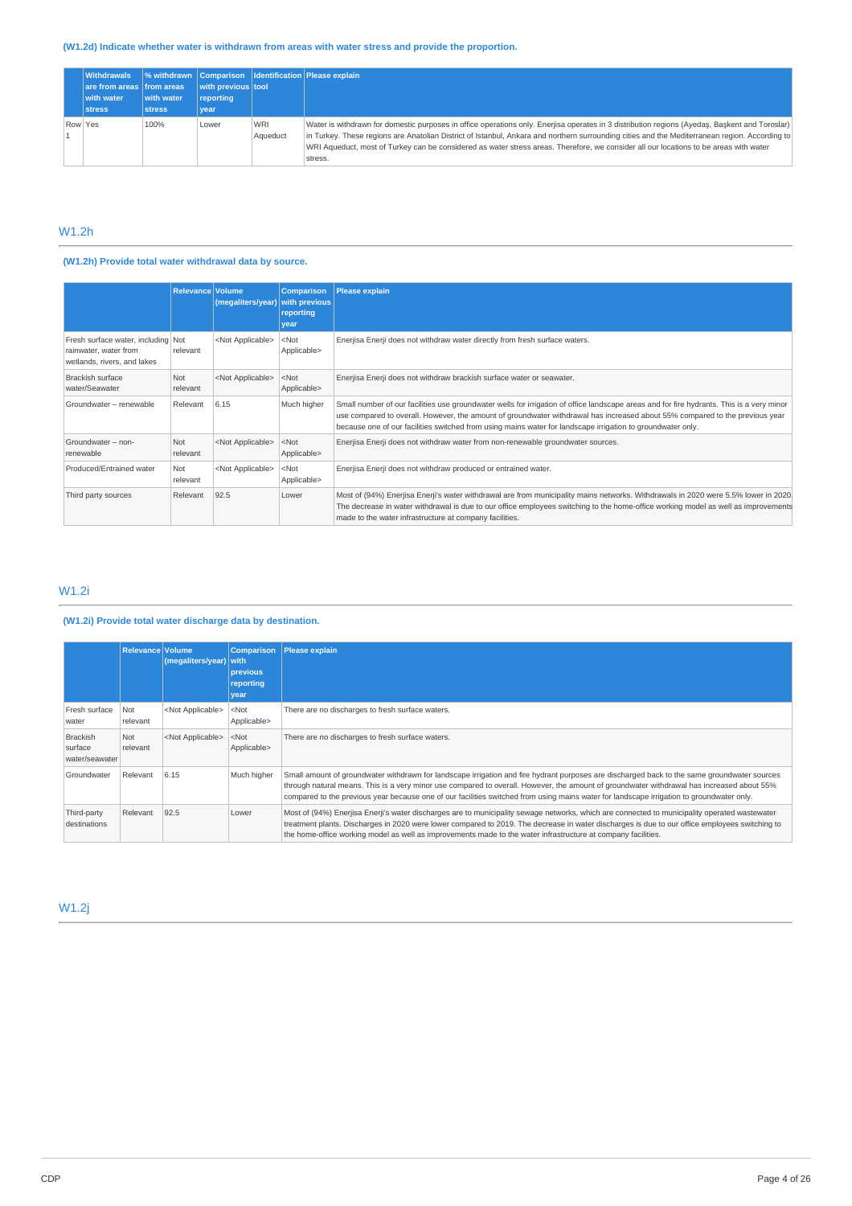### (W1.2d) Indicate whether water is withdrawn from areas with water stress and provide the proportion.

| | Withdrawals are from areas with water stress | % withdrawn from areas with water stress | Comparison with previous reporting year | Identification tool | Please explain |
|---|---|---|---|---|---|
| Row 1 | Yes | 100% | Lower | WRI Aqueduct | Water is withdrawn for domestic purposes in office operations only. Enerjisa operates in 3 distribution regions (Ayedaş, Başkent and Toroslar) in Turkey. These regions are Anatolian District of Istanbul, Ankara and northern surrounding cities and the Mediterranean region. According to WRI Aqueduct, most of Turkey can be considered as water stress areas. Therefore, we consider all our locations to be areas with water stress. |

## W1.2h

### (W1.2h) Provide total water withdrawal data by source.

| | Relevance | Volume (megaliters/year) | Comparison with previous reporting year | Please explain |
|---|---|---|---|---|
| Fresh surface water, including rainwater, water from wetlands, rivers, and lakes | Not relevant | <Not Applicable> | <Not Applicable> | Enerjisa Enerji does not withdraw water directly from fresh surface waters. |
| Brackish surface water/Seawater | Not relevant | <Not Applicable> | <Not Applicable> | Enerjisa Enerji does not withdraw brackish surface water or seawater. |
| Groundwater – renewable | Relevant | 6.15 | Much higher | Small number of our facilities use groundwater wells for irrigation of office landscape areas and for fire hydrants. This is a very minor use compared to overall. However, the amount of groundwater withdrawal has increased about 55% compared to the previous year because one of our facilities switched from using mains water for landscape irrigation to groundwater only. |
| Groundwater – non-renewable | Not relevant | <Not Applicable> | <Not Applicable> | Enerjisa Enerji does not withdraw water from non-renewable groundwater sources. |
| Produced/Entrained water | Not relevant | <Not Applicable> | <Not Applicable> | Enerjisa Enerji does not withdraw produced or entrained water. |
| Third party sources | Relevant | 92.5 | Lower | Most of (94%) Enerjisa Enerji's water withdrawal are from municipality mains networks. Withdrawals in 2020 were 5.5% lower in 2020. The decrease in water withdrawal is due to our office employees switching to the home-office working model as well as improvements made to the water infrastructure at company facilities. |

## W1.2i

### (W1.2i) Provide total water discharge data by destination.

| | Relevance | Volume (megaliters/year) | Comparison with previous reporting year | Please explain |
|---|---|---|---|---|
| Fresh surface water | Not relevant | <Not Applicable> | <Not Applicable> | There are no discharges to fresh surface waters. |
| Brackish surface water/seawater | Not relevant | <Not Applicable> | <Not Applicable> | There are no discharges to fresh surface waters. |
| Groundwater | Relevant | 6.15 | Much higher | Small amount of groundwater withdrawn for landscape irrigation and fire hydrant purposes are discharged back to the same groundwater sources through natural means. This is a very minor use compared to overall. However, the amount of groundwater withdrawal has increased about 55% compared to the previous year because one of our facilities switched from using mains water for landscape irrigation to groundwater only. |
| Third-party destinations | Relevant | 92.5 | Lower | Most of (94%) Enerjisa Enerji's water discharges are to municipality sewage networks, which are connected to municipality operated wastewater treatment plants. Discharges in 2020 were lower compared to 2019. The decrease in water discharges is due to our office employees switching to the home-office working model as well as improvements made to the water infrastructure at company facilities. |

## W1.2j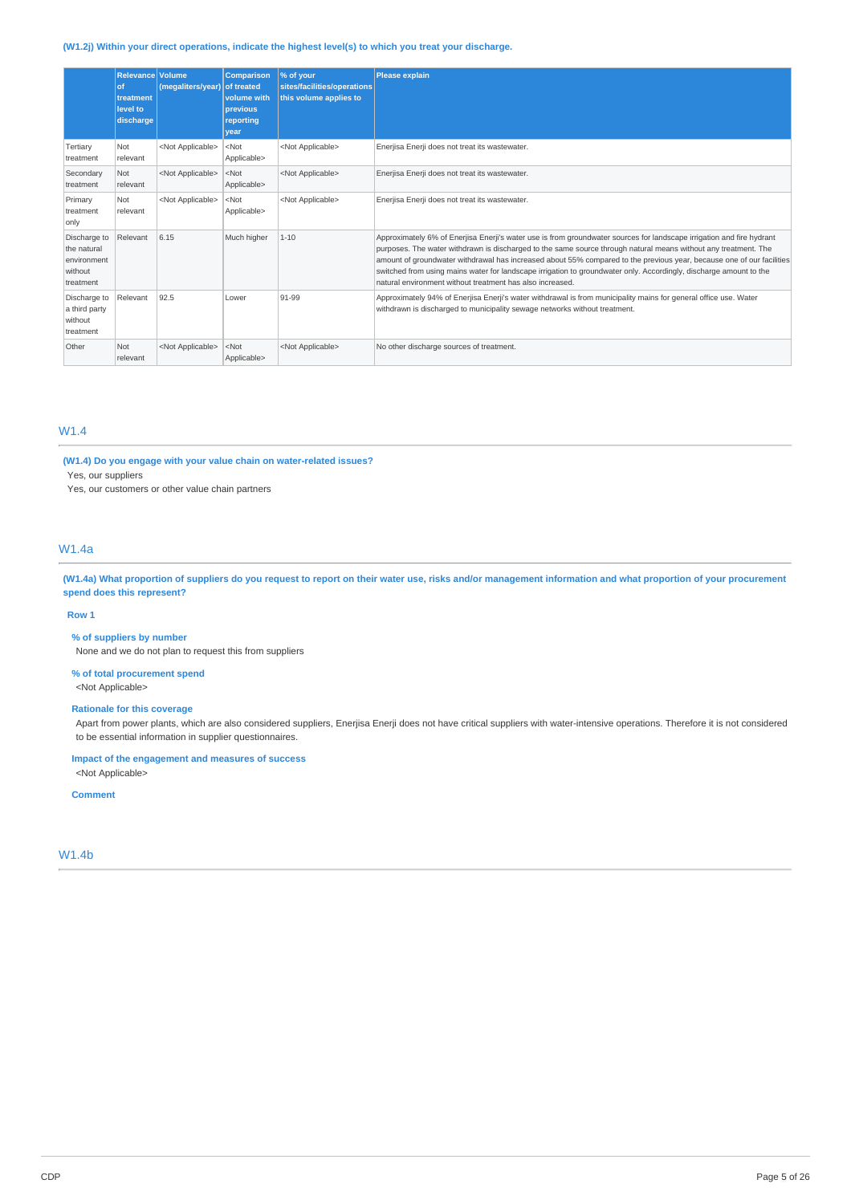**(W1.2j) Within your direct operations, indicate the highest level(s) to which you treat your discharge.**

| | Relevance of treatment level to discharge | Volume (megaliters/year) | Comparison of treated volume with previous reporting year | % of your sites/facilities/operations this volume applies to | Please explain |
|---|---|---|---|---|---|
| Tertiary treatment | Not relevant | <Not Applicable> | <Not Applicable> | <Not Applicable> | Enerjisa Enerji does not treat its wastewater. |
| Secondary treatment | Not relevant | <Not Applicable> | <Not Applicable> | <Not Applicable> | Enerjisa Enerji does not treat its wastewater. |
| Primary treatment only | Not relevant | <Not Applicable> | <Not Applicable> | <Not Applicable> | Enerjisa Enerji does not treat its wastewater. |
| Discharge to the natural environment without treatment | Relevant | 6.15 | Much higher | 1-10 | Approximately 6% of Enerjisa Enerji's water use is from groundwater sources for landscape irrigation and fire hydrant purposes. The water withdrawn is discharged to the same source through natural means without any treatment. The amount of groundwater withdrawal has increased about 55% compared to the previous year, because one of our facilities switched from using mains water for landscape irrigation to groundwater only. Accordingly, discharge amount to the natural environment without treatment has also increased. |
| Discharge to a third party without treatment | Relevant | 92.5 | Lower | 91-99 | Approximately 94% of Enerjisa Enerji's water withdrawal is from municipality mains for general office use. Water withdrawn is discharged to municipality sewage networks without treatment. |
| Other | Not relevant | <Not Applicable> | <Not Applicable> | <Not Applicable> | No other discharge sources of treatment. |

## W1.4

**(W1.4) Do you engage with your value chain on water-related issues?**

Yes, our suppliers

Yes, our customers or other value chain partners

## W1.4a

**(W1.4a) What proportion of suppliers do you request to report on their water use, risks and/or management information and what proportion of your procurement spend does this represent?**

**Row 1**

**% of suppliers by number**

None and we do not plan to request this from suppliers

**% of total procurement spend**

<Not Applicable>

**Rationale for this coverage**

Apart from power plants, which are also considered suppliers, Enerjisa Enerji does not have critical suppliers with water-intensive operations. Therefore it is not considered to be essential information in supplier questionnaires.

**Impact of the engagement and measures of success**

<Not Applicable>

**Comment**

## W1.4b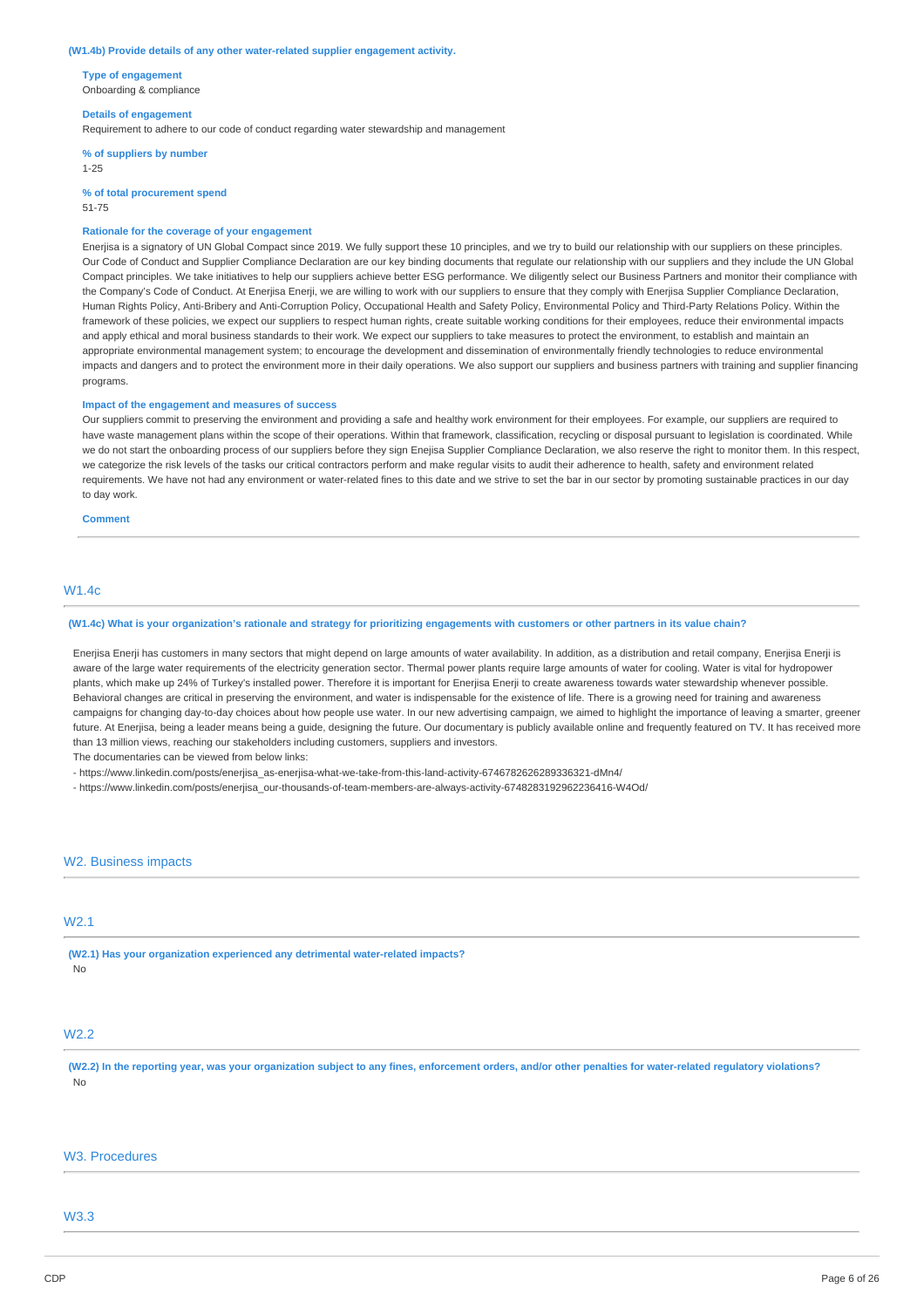**(W1.4b) Provide details of any other water-related supplier engagement activity.**

**Type of engagement**
Onboarding & compliance

**Details of engagement**
Requirement to adhere to our code of conduct regarding water stewardship and management

**% of suppliers by number**
1-25

**% of total procurement spend**
51-75

**Rationale for the coverage of your engagement**
Enerjisa is a signatory of UN Global Compact since 2019. We fully support these 10 principles, and we try to build our relationship with our suppliers on these principles. Our Code of Conduct and Supplier Compliance Declaration are our key binding documents that regulate our relationship with our suppliers and they include the UN Global Compact principles. We take initiatives to help our suppliers achieve better ESG performance. We diligently select our Business Partners and monitor their compliance with the Company's Code of Conduct. At Enerjisa Enerji, we are willing to work with our suppliers to ensure that they comply with Enerjisa Supplier Compliance Declaration, Human Rights Policy, Anti-Bribery and Anti-Corruption Policy, Occupational Health and Safety Policy, Environmental Policy and Third-Party Relations Policy. Within the framework of these policies, we expect our suppliers to respect human rights, create suitable working conditions for their employees, reduce their environmental impacts and apply ethical and moral business standards to their work. We expect our suppliers to take measures to protect the environment, to establish and maintain an appropriate environmental management system; to encourage the development and dissemination of environmentally friendly technologies to reduce environmental impacts and dangers and to protect the environment more in their daily operations. We also support our suppliers and business partners with training and supplier financing programs.

**Impact of the engagement and measures of success**
Our suppliers commit to preserving the environment and providing a safe and healthy work environment for their employees. For example, our suppliers are required to have waste management plans within the scope of their operations. Within that framework, classification, recycling or disposal pursuant to legislation is coordinated. While we do not start the onboarding process of our suppliers before they sign Enejisa Supplier Compliance Declaration, we also reserve the right to monitor them. In this respect, we categorize the risk levels of the tasks our critical contractors perform and make regular visits to audit their adherence to health, safety and environment related requirements. We have not had any environment or water-related fines to this date and we strive to set the bar in our sector by promoting sustainable practices in our day to day work.

**Comment**

## W1.4c

**(W1.4c) What is your organization's rationale and strategy for prioritizing engagements with customers or other partners in its value chain?**

Enerjisa Enerji has customers in many sectors that might depend on large amounts of water availability. In addition, as a distribution and retail company, Enerjisa Enerji is aware of the large water requirements of the electricity generation sector. Thermal power plants require large amounts of water for cooling. Water is vital for hydropower plants, which make up 24% of Turkey's installed power. Therefore it is important for Enerjisa Enerji to create awareness towards water stewardship whenever possible. Behavioral changes are critical in preserving the environment, and water is indispensable for the existence of life. There is a growing need for training and awareness campaigns for changing day-to-day choices about how people use water. In our new advertising campaign, we aimed to highlight the importance of leaving a smarter, greener future. At Enerjisa, being a leader means being a guide, designing the future. Our documentary is publicly available online and frequently featured on TV. It has received more than 13 million views, reaching our stakeholders including customers, suppliers and investors.
The documentaries can be viewed from below links:
- https://www.linkedin.com/posts/enerjisa_as-enerjisa-what-we-take-from-this-land-activity-6746782626289336321-dMn4/
- https://www.linkedin.com/posts/enerjisa_our-thousands-of-team-members-are-always-activity-6748283192962236416-W4Od/

# W2. Business impacts

## W2.1

**(W2.1) Has your organization experienced any detrimental water-related impacts?**
No

## W2.2

**(W2.2) In the reporting year, was your organization subject to any fines, enforcement orders, and/or other penalties for water-related regulatory violations?**
No

# W3. Procedures

## W3.3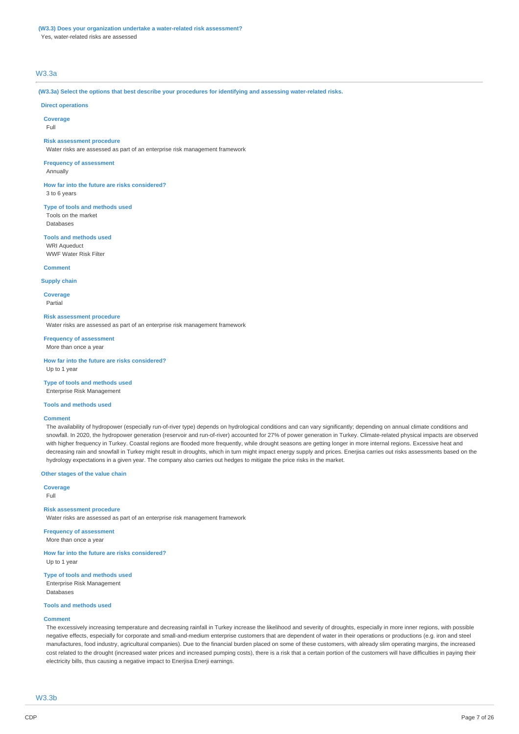**(W3.3) Does your organization undertake a water-related risk assessment?**

Yes, water-related risks are assessed

## W3.3a

**(W3.3a) Select the options that best describe your procedures for identifying and assessing water-related risks.**

### Direct operations

**Coverage**

Full

**Risk assessment procedure**

Water risks are assessed as part of an enterprise risk management framework

**Frequency of assessment**

Annually

**How far into the future are risks considered?**

3 to 6 years

**Type of tools and methods used**

Tools on the market

Databases

**Tools and methods used**

WRI Aqueduct

WWF Water Risk Filter

**Comment**

### Supply chain

**Coverage**

Partial

**Risk assessment procedure**

Water risks are assessed as part of an enterprise risk management framework

**Frequency of assessment**

More than once a year

**How far into the future are risks considered?**

Up to 1 year

**Type of tools and methods used**

Enterprise Risk Management

**Tools and methods used**

**Comment**

The availability of hydropower (especially run-of-river type) depends on hydrological conditions and can vary significantly; depending on annual climate conditions and snowfall. In 2020, the hydropower generation (reservoir and run-of-river) accounted for 27% of power generation in Turkey. Climate-related physical impacts are observed with higher frequency in Turkey. Coastal regions are flooded more frequently, while drought seasons are getting longer in more internal regions. Excessive heat and decreasing rain and snowfall in Turkey might result in droughts, which in turn might impact energy supply and prices. Enerjisa carries out risks assessments based on the hydrology expectations in a given year. The company also carries out hedges to mitigate the price risks in the market.

### Other stages of the value chain

**Coverage**

Full

**Risk assessment procedure**

Water risks are assessed as part of an enterprise risk management framework

**Frequency of assessment**

More than once a year

**How far into the future are risks considered?**

Up to 1 year

**Type of tools and methods used**

Enterprise Risk Management

Databases

**Tools and methods used**

**Comment**

The excessively increasing temperature and decreasing rainfall in Turkey increase the likelihood and severity of droughts, especially in more inner regions, with possible negative effects, especially for corporate and small-and-medium enterprise customers that are dependent of water in their operations or productions (e.g. iron and steel manufactures, food industry, agricultural companies). Due to the financial burden placed on some of these customers, with already slim operating margins, the increased cost related to the drought (increased water prices and increased pumping costs), there is a risk that a certain portion of the customers will have difficulties in paying their electricity bills, thus causing a negative impact to Enerjisa Enerji earnings.

## W3.3b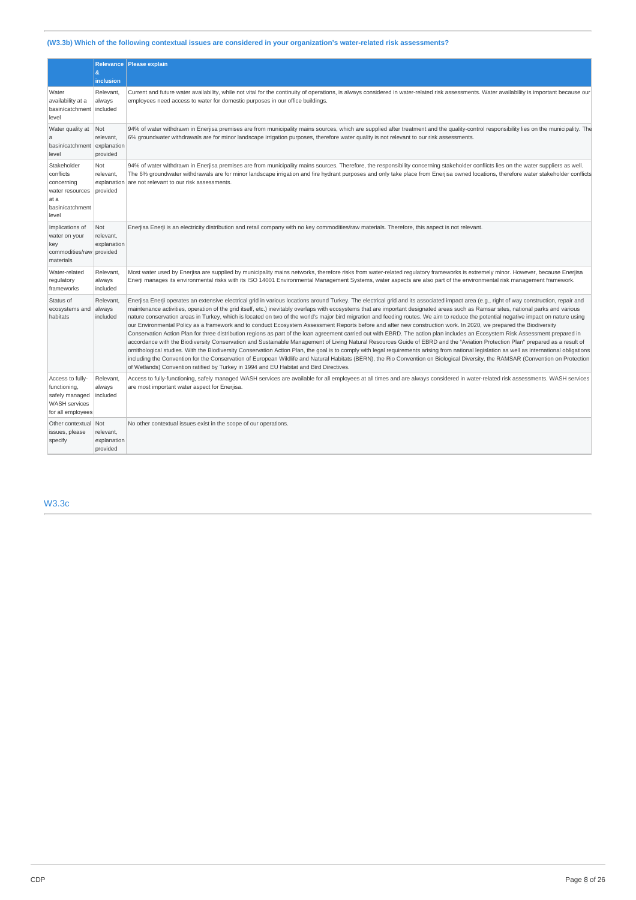### (W3.3b) Which of the following contextual issues are considered in your organization's water-related risk assessments?

| | Relevance & inclusion | Please explain |
|---|---|---|
| Water availability at a basin/catchment level | Relevant, always included | Current and future water availability, while not vital for the continuity of operations, is always considered in water-related risk assessments. Water availability is important because our employees need access to water for domestic purposes in our office buildings. |
| Water quality at a basin/catchment level | Not relevant, explanation provided | 94% of water withdrawn in Enerjisa premises are from municipality mains sources, which are supplied after treatment and the quality-control responsibility lies on the municipality. The 6% groundwater withdrawals are for minor landscape irrigation purposes, therefore water quality is not relevant to our risk assessments. |
| Stakeholder conflicts concerning water resources at a basin/catchment level | Not relevant, explanation provided | 94% of water withdrawn in Enerjisa premises are from municipality mains sources. Therefore, the responsibility concerning stakeholder conflicts lies on the water suppliers as well. The 6% groundwater withdrawals are for minor landscape irrigation and fire hydrant purposes and only take place from Enerjisa owned locations, therefore water stakeholder conflicts are not relevant to our risk assessments. |
| Implications of water on your key commodities/raw materials | Not relevant, explanation provided | Enerjisa Enerji is an electricity distribution and retail company with no key commodities/raw materials. Therefore, this aspect is not relevant. |
| Water-related regulatory frameworks | Relevant, always included | Most water used by Enerjisa are supplied by municipality mains networks, therefore risks from water-related regulatory frameworks is extremely minor. However, because Enerjisa Enerji manages its environmental risks with its ISO 14001 Environmental Management Systems, water aspects are also part of the environmental risk management framework. |
| Status of ecosystems and habitats | Relevant, always included | Enerjisa Enerji operates an extensive electrical grid in various locations around Turkey. The electrical grid and its associated impact area (e.g., right of way construction, repair and maintenance activities, operation of the grid itself, etc.) inevitably overlaps with ecosystems that are important designated areas such as Ramsar sites, national parks and various nature conservation areas in Turkey, which is located on two of the world's major bird migration and feeding routes. We aim to reduce the potential negative impact on nature using our Environmental Policy as a framework and to conduct Ecosystem Assessment Reports before and after new construction work. In 2020, we prepared the Biodiversity Conservation Action Plan for three distribution regions as part of the loan agreement carried out with EBRD. The action plan includes an Ecosystem Risk Assessment prepared in accordance with the Biodiversity Conservation and Sustainable Management of Living Natural Resources Guide of EBRD and the "Aviation Protection Plan" prepared as a result of ornithological studies. With the Biodiversity Conservation Action Plan, the goal is to comply with legal requirements arising from national legislation as well as international obligations including the Convention for the Conservation of European Wildlife and Natural Habitats (BERN), the Rio Convention on Biological Diversity, the RAMSAR (Convention on Protection of Wetlands) Convention ratified by Turkey in 1994 and EU Habitat and Bird Directives. |
| Access to fully-functioning, safely managed WASH services for all employees | Relevant, always included | Access to fully-functioning, safely managed WASH services are available for all employees at all times and are always considered in water-related risk assessments. WASH services are most important water aspect for Enerjisa. |
| Other contextual issues, please specify | Not relevant, explanation provided | No other contextual issues exist in the scope of our operations. |

## W3.3c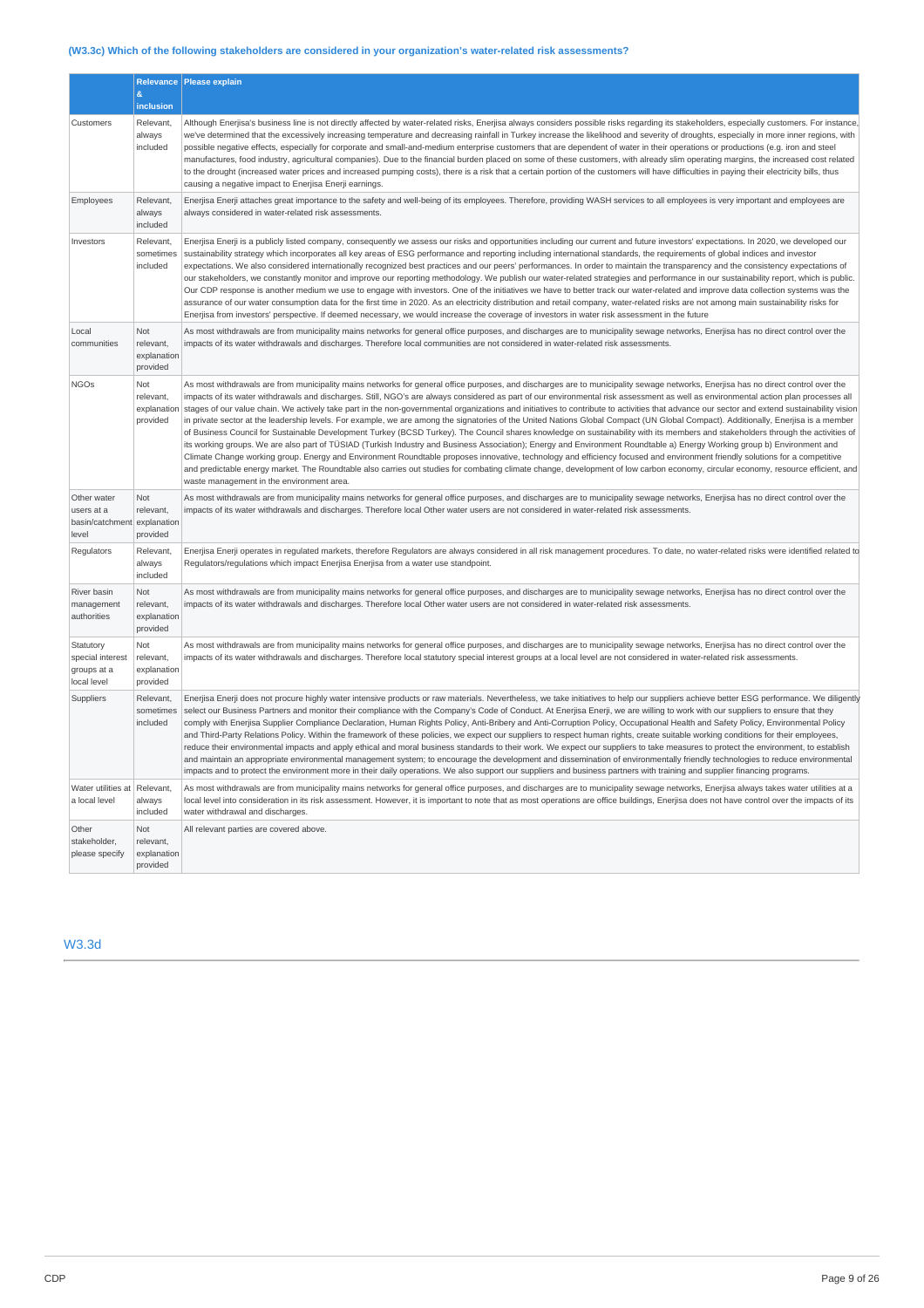### (W3.3c) Which of the following stakeholders are considered in your organization's water-related risk assessments?

| | Relevance & inclusion | Please explain |
|---|---|---|
| Customers | Relevant, always included | Although Enerjisa's business line is not directly affected by water-related risks, Enerjisa always considers possible risks regarding its stakeholders, especially customers. For instance, we've determined that the excessively increasing temperature and decreasing rainfall in Turkey increase the likelihood and severity of droughts, especially in more inner regions, with possible negative effects, especially for corporate and small-and-medium enterprise customers that are dependent of water in their operations or productions (e.g. iron and steel manufactures, food industry, agricultural companies). Due to the financial burden placed on some of these customers, with already slim operating margins, the increased cost related to the drought (increased water prices and increased pumping costs), there is a risk that a certain portion of the customers will have difficulties in paying their electricity bills, thus causing a negative impact to Enerjisa Enerji earnings. |
| Employees | Relevant, always included | Enerjisa Enerji attaches great importance to the safety and well-being of its employees. Therefore, providing WASH services to all employees is very important and employees are always considered in water-related risk assessments. |
| Investors | Relevant, sometimes included | Enerjisa Enerji is a publicly listed company, consequently we assess our risks and opportunities including our current and future investors' expectations. In 2020, we developed our sustainability strategy which incorporates all key areas of ESG performance and reporting including international standards, the requirements of global indices and investor expectations. We also considered internationally recognized best practices and our peers' performances. In order to maintain the transparency and the consistency expectations of our stakeholders, we constantly monitor and improve our reporting methodology. We publish our water-related strategies and performance in our sustainability report, which is public. Our CDP response is another medium we use to engage with investors. One of the initiatives we have to better track our water-related and improve data collection systems was the assurance of our water consumption data for the first time in 2020. As an electricity distribution and retail company, water-related risks are not among main sustainability risks for Enerjisa from investors' perspective. If deemed necessary, we would increase the coverage of investors in water risk assessment in the future |
| Local communities | Not relevant, explanation provided | As most withdrawals are from municipality mains networks for general office purposes, and discharges are to municipality sewage networks, Enerjisa has no direct control over the impacts of its water withdrawals and discharges. Therefore local communities are not considered in water-related risk assessments. |
| NGOs | Not relevant, explanation provided | As most withdrawals are from municipality mains networks for general office purposes, and discharges are to municipality sewage networks, Enerjisa has no direct control over the impacts of its water withdrawals and discharges. Still, NGO's are always considered as part of our environmental risk assessment as well as environmental action plan processes all stages of our value chain. We actively take part in the non-governmental organizations and initiatives to contribute to activities that advance our sector and extend sustainability vision in private sector at the leadership levels. For example, we are among the signatories of the United Nations Global Compact (UN Global Compact). Additionally, Enerjisa is a member of Business Council for Sustainable Development Turkey (BCSD Turkey). The Council shares knowledge on sustainability with its members and stakeholders through the activities of its working groups. We are also part of TÜSIAD (Turkish Industry and Business Association); Energy and Environment Roundtable a) Energy Working group b) Environment and Climate Change working group. Energy and Environment Roundtable proposes innovative, technology and efficiency focused and environment friendly solutions for a competitive and predictable energy market. The Roundtable also carries out studies for combating climate change, development of low carbon economy, circular economy, resource efficient, and waste management in the environment area. |
| Other water users at a basin/catchment level | Not relevant, explanation provided | As most withdrawals are from municipality mains networks for general office purposes, and discharges are to municipality sewage networks, Enerjisa has no direct control over the impacts of its water withdrawals and discharges. Therefore local Other water users are not considered in water-related risk assessments. |
| Regulators | Relevant, always included | Enerjisa Enerji operates in regulated markets, therefore Regulators are always considered in all risk management procedures. To date, no water-related risks were identified related to Regulators/regulations which impact Enerjisa Enerjisa from a water use standpoint. |
| River basin management authorities | Not relevant, explanation provided | As most withdrawals are from municipality mains networks for general office purposes, and discharges are to municipality sewage networks, Enerjisa has no direct control over the impacts of its water withdrawals and discharges. Therefore local Other water users are not considered in water-related risk assessments. |
| Statutory special interest groups at a local level | Not relevant, explanation provided | As most withdrawals are from municipality mains networks for general office purposes, and discharges are to municipality sewage networks, Enerjisa has no direct control over the impacts of its water withdrawals and discharges. Therefore local statutory special interest groups at a local level are not considered in water-related risk assessments. |
| Suppliers | Relevant, sometimes included | Enerjisa Enerji does not procure highly water intensive products or raw materials. Nevertheless, we take initiatives to help our suppliers achieve better ESG performance. We diligently select our Business Partners and monitor their compliance with the Company's Code of Conduct. At Enerjisa Enerji, we are willing to work with our suppliers to ensure that they comply with Enerjisa Supplier Compliance Declaration, Human Rights Policy, Anti-Bribery and Anti-Corruption Policy, Occupational Health and Safety Policy, Environmental Policy and Third-Party Relations Policy. Within the framework of these policies, we expect our suppliers to respect human rights, create suitable working conditions for their employees, reduce their environmental impacts and apply ethical and moral business standards to their work. We expect our suppliers to take measures to protect the environment, to establish and maintain an appropriate environmental management system; to encourage the development and dissemination of environmentally friendly technologies to reduce environmental impacts and to protect the environment more in their daily operations. We also support our suppliers and business partners with training and supplier financing programs. |
| Water utilities at a local level | Relevant, always included | As most withdrawals are from municipality mains networks for general office purposes, and discharges are to municipality sewage networks, Enerjisa always takes water utilities at a local level into consideration in its risk assessment. However, it is important to note that as most operations are office buildings, Enerjisa does not have control over the impacts of its water withdrawal and discharges. |
| Other stakeholder, please specify | Not relevant, explanation provided | All relevant parties are covered above. |

## W3.3d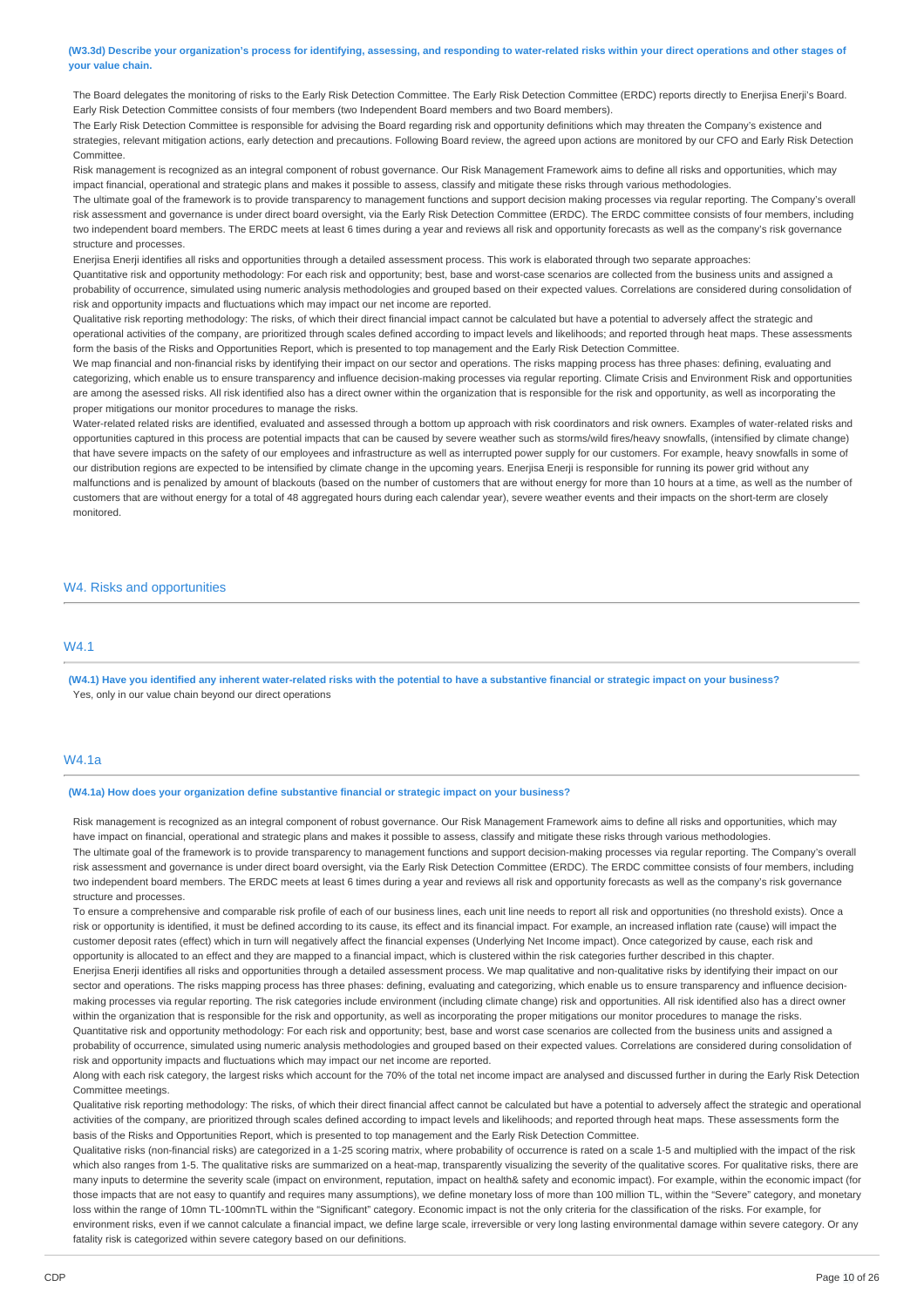**(W3.3d) Describe your organization's process for identifying, assessing, and responding to water-related risks within your direct operations and other stages of your value chain.**

The Board delegates the monitoring of risks to the Early Risk Detection Committee. The Early Risk Detection Committee (ERDC) reports directly to Enerjisa Enerji's Board. Early Risk Detection Committee consists of four members (two Independent Board members and two Board members).

The Early Risk Detection Committee is responsible for advising the Board regarding risk and opportunity definitions which may threaten the Company's existence and strategies, relevant mitigation actions, early detection and precautions. Following Board review, the agreed upon actions are monitored by our CFO and Early Risk Detection Committee.

Risk management is recognized as an integral component of robust governance. Our Risk Management Framework aims to define all risks and opportunities, which may impact financial, operational and strategic plans and makes it possible to assess, classify and mitigate these risks through various methodologies.

The ultimate goal of the framework is to provide transparency to management functions and support decision making processes via regular reporting. The Company's overall risk assessment and governance is under direct board oversight, via the Early Risk Detection Committee (ERDC). The ERDC committee consists of four members, including two independent board members. The ERDC meets at least 6 times during a year and reviews all risk and opportunity forecasts as well as the company's risk governance structure and processes.

Enerjisa Enerji identifies all risks and opportunities through a detailed assessment process. This work is elaborated through two separate approaches:

Quantitative risk and opportunity methodology: For each risk and opportunity; best, base and worst-case scenarios are collected from the business units and assigned a probability of occurrence, simulated using numeric analysis methodologies and grouped based on their expected values. Correlations are considered during consolidation of risk and opportunity impacts and fluctuations which may impact our net income are reported.

Qualitative risk reporting methodology: The risks, of which their direct financial impact cannot be calculated but have a potential to adversely affect the strategic and operational activities of the company, are prioritized through scales defined according to impact levels and likelihoods; and reported through heat maps. These assessments form the basis of the Risks and Opportunities Report, which is presented to top management and the Early Risk Detection Committee.

We map financial and non-financial risks by identifying their impact on our sector and operations. The risks mapping process has three phases: defining, evaluating and categorizing, which enable us to ensure transparency and influence decision-making processes via regular reporting. Climate Crisis and Environment Risk and opportunities are among the asessed risks. All risk identified also has a direct owner within the organization that is responsible for the risk and opportunity, as well as incorporating the proper mitigations our monitor procedures to manage the risks.

Water-related related risks are identified, evaluated and assessed through a bottom up approach with risk coordinators and risk owners. Examples of water-related risks and opportunities captured in this process are potential impacts that can be caused by severe weather such as storms/wild fires/heavy snowfalls, (intensified by climate change) that have severe impacts on the safety of our employees and infrastructure as well as interrupted power supply for our customers. For example, heavy snowfalls in some of our distribution regions are expected to be intensified by climate change in the upcoming years. Enerjisa Enerji is responsible for running its power grid without any malfunctions and is penalized by amount of blackouts (based on the number of customers that are without energy for more than 10 hours at a time, as well as the number of customers that are without energy for a total of 48 aggregated hours during each calendar year), severe weather events and their impacts on the short-term are closely monitored.

## W4. Risks and opportunities

### W4.1

**(W4.1) Have you identified any inherent water-related risks with the potential to have a substantive financial or strategic impact on your business?**

Yes, only in our value chain beyond our direct operations

### W4.1a

**(W4.1a) How does your organization define substantive financial or strategic impact on your business?**

Risk management is recognized as an integral component of robust governance. Our Risk Management Framework aims to define all risks and opportunities, which may have impact on financial, operational and strategic plans and makes it possible to assess, classify and mitigate these risks through various methodologies.

The ultimate goal of the framework is to provide transparency to management functions and support decision-making processes via regular reporting. The Company's overall risk assessment and governance is under direct board oversight, via the Early Risk Detection Committee (ERDC). The ERDC committee consists of four members, including two independent board members. The ERDC meets at least 6 times during a year and reviews all risk and opportunity forecasts as well as the company's risk governance structure and processes.

To ensure a comprehensive and comparable risk profile of each of our business lines, each unit line needs to report all risk and opportunities (no threshold exists). Once a risk or opportunity is identified, it must be defined according to its cause, its effect and its financial impact. For example, an increased inflation rate (cause) will impact the customer deposit rates (effect) which in turn will negatively affect the financial expenses (Underlying Net Income impact). Once categorized by cause, each risk and opportunity is allocated to an effect and they are mapped to a financial impact, which is clustered within the risk categories further described in this chapter.

Enerjisa Enerji identifies all risks and opportunities through a detailed assessment process. We map qualitative and non-qualitative risks by identifying their impact on our sector and operations. The risks mapping process has three phases: defining, evaluating and categorizing, which enable us to ensure transparency and influence decision-making processes via regular reporting. The risk categories include environment (including climate change) risk and opportunities. All risk identified also has a direct owner within the organization that is responsible for the risk and opportunity, as well as incorporating the proper mitigations our monitor procedures to manage the risks.

Quantitative risk and opportunity methodology: For each risk and opportunity; best, base and worst case scenarios are collected from the business units and assigned a probability of occurrence, simulated using numeric analysis methodologies and grouped based on their expected values. Correlations are considered during consolidation of risk and opportunity impacts and fluctuations which may impact our net income are reported.

Along with each risk category, the largest risks which account for the 70% of the total net income impact are analysed and discussed further in during the Early Risk Detection Committee meetings.

Qualitative risk reporting methodology: The risks, of which their direct financial affect cannot be calculated but have a potential to adversely affect the strategic and operational activities of the company, are prioritized through scales defined according to impact levels and likelihoods; and reported through heat maps. These assessments form the basis of the Risks and Opportunities Report, which is presented to top management and the Early Risk Detection Committee.

Qualitative risks (non-financial risks) are categorized in a 1-25 scoring matrix, where probability of occurrence is rated on a scale 1-5 and multiplied with the impact of the risk which also ranges from 1-5. The qualitative risks are summarized on a heat-map, transparently visualizing the severity of the qualitative scores. For qualitative risks, there are many inputs to determine the severity scale (impact on environment, reputation, impact on health& safety and economic impact). For example, within the economic impact (for those impacts that are not easy to quantify and requires many assumptions), we define monetary loss of more than 100 million TL, within the "Severe" category, and monetary loss within the range of 10mn TL-100mnTL within the "Significant" category. Economic impact is not the only criteria for the classification of the risks. For example, for environment risks, even if we cannot calculate a financial impact, we define large scale, irreversible or very long lasting environmental damage within severe category. Or any fatality risk is categorized within severe category based on our definitions.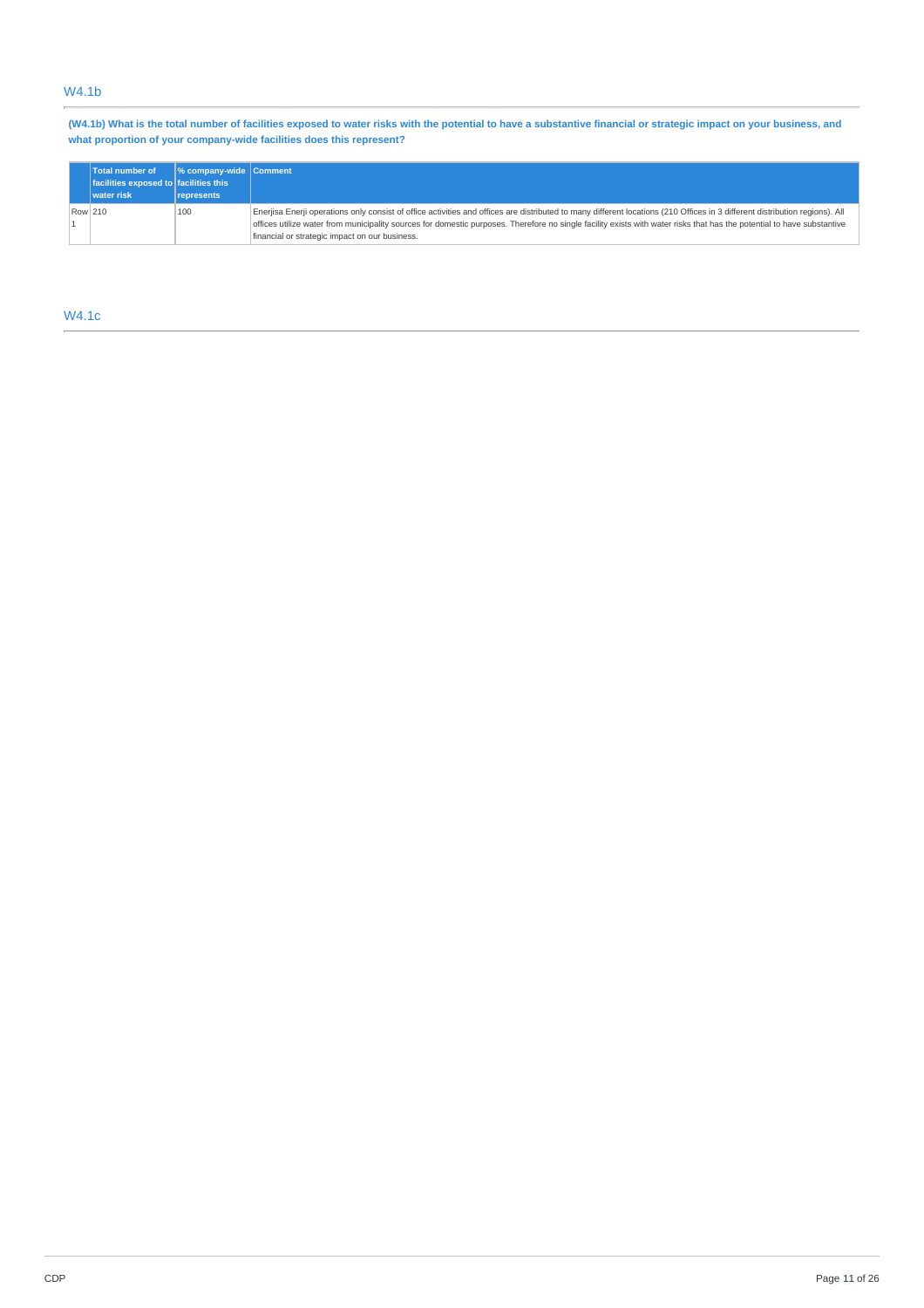## W4.1b

**(W4.1b) What is the total number of facilities exposed to water risks with the potential to have a substantive financial or strategic impact on your business, and what proportion of your company-wide facilities does this represent?**

| | Total number of facilities exposed to water risk | % company-wide facilities this represents | Comment |
|---|---|---|---|
| Row 1 | 210 | 100 | Enerjisa Enerji operations only consist of office activities and offices are distributed to many different locations (210 Offices in 3 different distribution regions). All offices utilize water from municipality sources for domestic purposes. Therefore no single facility exists with water risks that has the potential to have substantive financial or strategic impact on our business. |

## W4.1c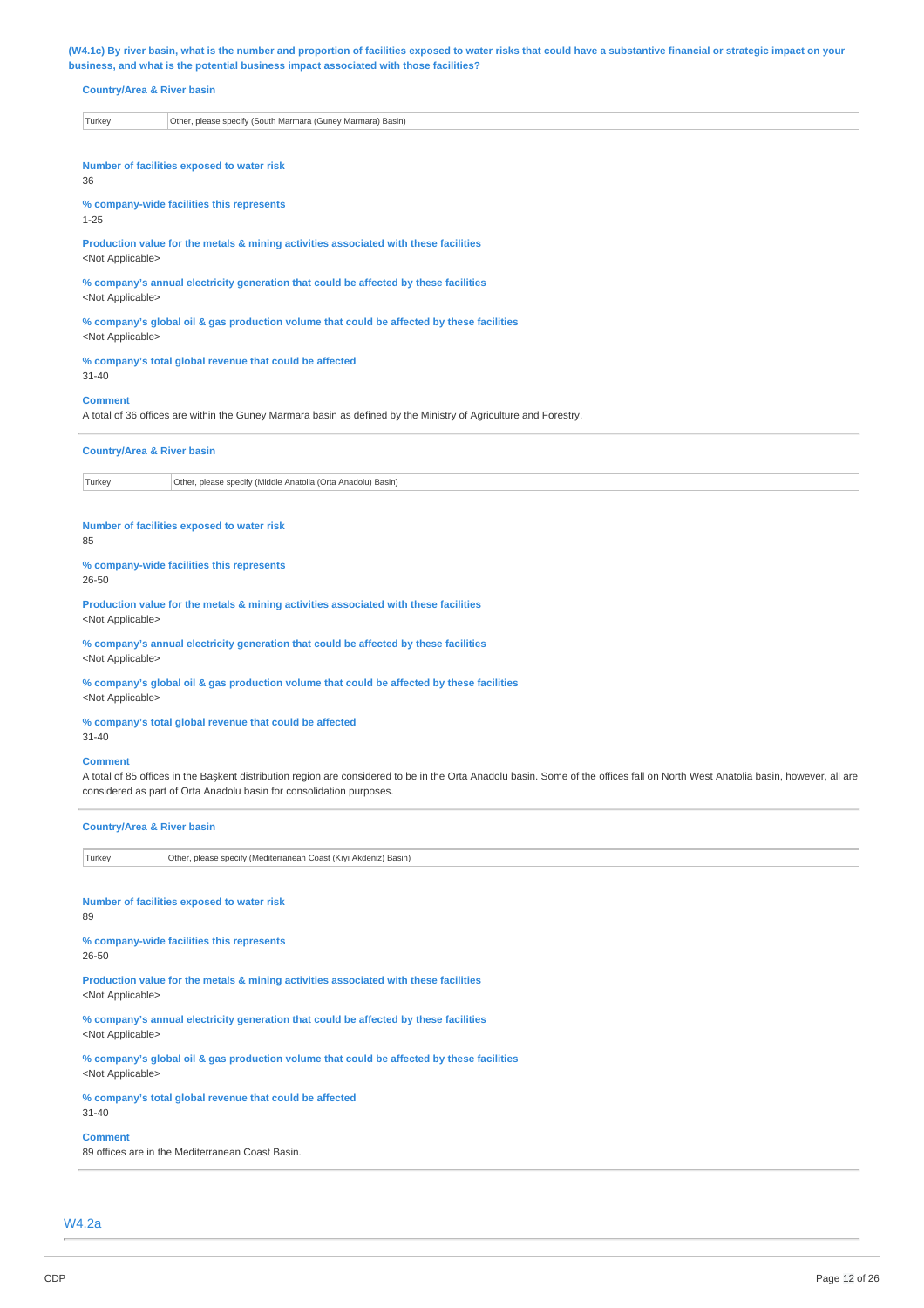**(W4.1c) By river basin, what is the number and proportion of facilities exposed to water risks that could have a substantive financial or strategic impact on your business, and what is the potential business impact associated with those facilities?**

**Country/Area & River basin**

| Turkey | Other, please specify (South Marmara (Guney Marmara) Basin) |
|---|---|

**Number of facilities exposed to water risk**
36

**% company-wide facilities this represents**
1-25

**Production value for the metals & mining activities associated with these facilities**
<Not Applicable>

**% company's annual electricity generation that could be affected by these facilities**
<Not Applicable>

**% company's global oil & gas production volume that could be affected by these facilities**
<Not Applicable>

**% company's total global revenue that could be affected**
31-40

**Comment**
A total of 36 offices are within the Guney Marmara basin as defined by the Ministry of Agriculture and Forestry.

---

**Country/Area & River basin**

| Turkey | Other, please specify (Middle Anatolia (Orta Anadolu) Basin) |
|---|---|

**Number of facilities exposed to water risk**
85

**% company-wide facilities this represents**
26-50

**Production value for the metals & mining activities associated with these facilities**
<Not Applicable>

**% company's annual electricity generation that could be affected by these facilities**
<Not Applicable>

**% company's global oil & gas production volume that could be affected by these facilities**
<Not Applicable>

**% company's total global revenue that could be affected**
31-40

**Comment**
A total of 85 offices in the Başkent distribution region are considered to be in the Orta Anadolu basin. Some of the offices fall on North West Anatolia basin, however, all are considered as part of Orta Anadolu basin for consolidation purposes.

---

**Country/Area & River basin**

| Turkey | Other, please specify (Mediterranean Coast (Kıyı Akdeniz) Basin) |
|---|---|

**Number of facilities exposed to water risk**
89

**% company-wide facilities this represents**
26-50

**Production value for the metals & mining activities associated with these facilities**
<Not Applicable>

**% company's annual electricity generation that could be affected by these facilities**
<Not Applicable>

**% company's global oil & gas production volume that could be affected by these facilities**
<Not Applicable>

**% company's total global revenue that could be affected**
31-40

**Comment**
89 offices are in the Mediterranean Coast Basin.

---

## W4.2a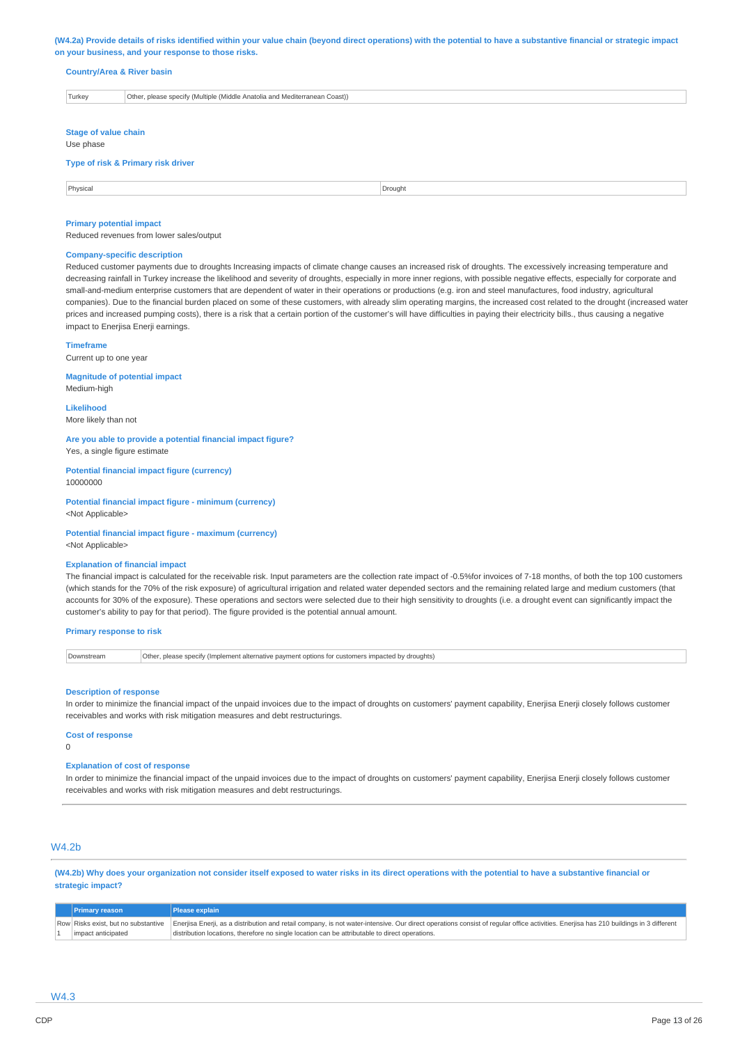**(W4.2a) Provide details of risks identified within your value chain (beyond direct operations) with the potential to have a substantive financial or strategic impact on your business, and your response to those risks.**

**Country/Area & River basin**

| Turkey | Other, please specify (Multiple (Middle Anatolia and Mediterranean Coast)) |
|---|---|

**Stage of value chain**

Use phase

**Type of risk & Primary risk driver**

| Physical | Drought |
|---|---|

**Primary potential impact**

Reduced revenues from lower sales/output

**Company-specific description**

Reduced customer payments due to droughts Increasing impacts of climate change causes an increased risk of droughts. The excessively increasing temperature and decreasing rainfall in Turkey increase the likelihood and severity of droughts, especially in more inner regions, with possible negative effects, especially for corporate and small-and-medium enterprise customers that are dependent of water in their operations or productions (e.g. iron and steel manufactures, food industry, agricultural companies). Due to the financial burden placed on some of these customers, with already slim operating margins, the increased cost related to the drought (increased water prices and increased pumping costs), there is a risk that a certain portion of the customer's will have difficulties in paying their electricity bills., thus causing a negative impact to Enerjisa Enerji earnings.

**Timeframe**

Current up to one year

**Magnitude of potential impact**

Medium-high

**Likelihood**

More likely than not

**Are you able to provide a potential financial impact figure?**

Yes, a single figure estimate

**Potential financial impact figure (currency)**

10000000

**Potential financial impact figure - minimum (currency)**

<Not Applicable>

**Potential financial impact figure - maximum (currency)**

<Not Applicable>

**Explanation of financial impact**

The financial impact is calculated for the receivable risk. Input parameters are the collection rate impact of -0.5%for invoices of 7-18 months, of both the top 100 customers (which stands for the 70% of the risk exposure) of agricultural irrigation and related water depended sectors and the remaining related large and medium customers (that accounts for 30% of the exposure). These operations and sectors were selected due to their high sensitivity to droughts (i.e. a drought event can significantly impact the customer's ability to pay for that period). The figure provided is the potential annual amount.

**Primary response to risk**

| Downstream | Other, please specify (Implement alternative payment options for customers impacted by droughts) |
|---|---|

**Description of response**

In order to minimize the financial impact of the unpaid invoices due to the impact of droughts on customers' payment capability, Enerjisa Enerji closely follows customer receivables and works with risk mitigation measures and debt restructurings.

**Cost of response**

0

**Explanation of cost of response**

In order to minimize the financial impact of the unpaid invoices due to the impact of droughts on customers' payment capability, Enerjisa Enerji closely follows customer receivables and works with risk mitigation measures and debt restructurings.

## W4.2b

**(W4.2b) Why does your organization not consider itself exposed to water risks in its direct operations with the potential to have a substantive financial or strategic impact?**

| | Primary reason | Please explain |
|---|---|---|
| Row 1 | Risks exist, but no substantive impact anticipated | Enerjisa Enerji, as a distribution and retail company, is not water-intensive. Our direct operations consist of regular office activities. Enerjisa has 210 buildings in 3 different distribution locations, therefore no single location can be attributable to direct operations. |

## W4.3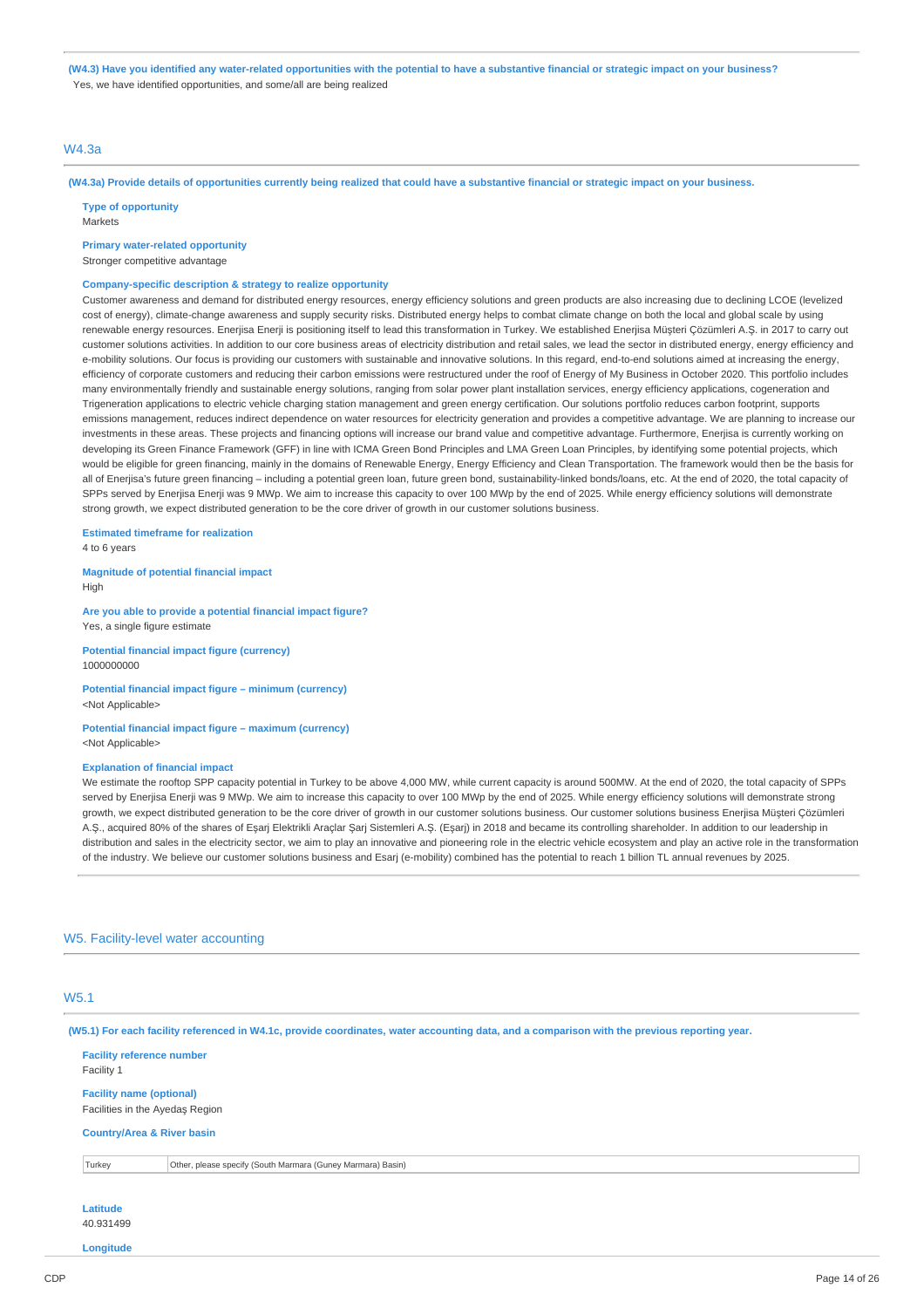**(W4.3) Have you identified any water-related opportunities with the potential to have a substantive financial or strategic impact on your business?**

Yes, we have identified opportunities, and some/all are being realized

## W4.3a

**(W4.3a) Provide details of opportunities currently being realized that could have a substantive financial or strategic impact on your business.**

**Type of opportunity**
Markets

**Primary water-related opportunity**
Stronger competitive advantage

**Company-specific description & strategy to realize opportunity**
Customer awareness and demand for distributed energy resources, energy efficiency solutions and green products are also increasing due to declining LCOE (levelized cost of energy), climate-change awareness and supply security risks. Distributed energy helps to combat climate change on both the local and global scale by using renewable energy resources. Enerjisa Enerji is positioning itself to lead this transformation in Turkey. We established Enerjisa Müşteri Çözümleri A.Ş. in 2017 to carry out customer solutions activities. In addition to our core business areas of electricity distribution and retail sales, we lead the sector in distributed energy, energy efficiency and e-mobility solutions. Our focus is providing our customers with sustainable and innovative solutions. In this regard, end-to-end solutions aimed at increasing the energy, efficiency of corporate customers and reducing their carbon emissions were restructured under the roof of Energy of My Business in October 2020. This portfolio includes many environmentally friendly and sustainable energy solutions, ranging from solar power plant installation services, energy efficiency applications, cogeneration and Trigeneration applications to electric vehicle charging station management and green energy certification. Our solutions portfolio reduces carbon footprint, supports emissions management, reduces indirect dependence on water resources for electricity generation and provides a competitive advantage. We are planning to increase our investments in these areas. These projects and financing options will increase our brand value and competitive advantage. Furthermore, Enerjisa is currently working on developing its Green Finance Framework (GFF) in line with ICMA Green Bond Principles and LMA Green Loan Principles, by identifying some potential projects, which would be eligible for green financing, mainly in the domains of Renewable Energy, Energy Efficiency and Clean Transportation. The framework would then be the basis for all of Enerjisa's future green financing – including a potential green loan, future green bond, sustainability-linked bonds/loans, etc. At the end of 2020, the total capacity of SPPs served by Enerjisa Enerji was 9 MWp. We aim to increase this capacity to over 100 MWp by the end of 2025. While energy efficiency solutions will demonstrate strong growth, we expect distributed generation to be the core driver of growth in our customer solutions business.

**Estimated timeframe for realization**
4 to 6 years

**Magnitude of potential financial impact**
High

**Are you able to provide a potential financial impact figure?**
Yes, a single figure estimate

**Potential financial impact figure (currency)**
1000000000

**Potential financial impact figure – minimum (currency)**
<Not Applicable>

**Potential financial impact figure – maximum (currency)**
<Not Applicable>

**Explanation of financial impact**
We estimate the rooftop SPP capacity potential in Turkey to be above 4,000 MW, while current capacity is around 500MW. At the end of 2020, the total capacity of SPPs served by Enerjisa Enerji was 9 MWp. We aim to increase this capacity to over 100 MWp by the end of 2025. While energy efficiency solutions will demonstrate strong growth, we expect distributed generation to be the core driver of growth in our customer solutions business. Our customer solutions business Enerjisa Müşteri Çözümleri A.Ş., acquired 80% of the shares of Eşarj Elektrikli Araçlar Şarj Sistemleri A.Ş. (Eşarj) in 2018 and became its controlling shareholder. In addition to our leadership in distribution and sales in the electricity sector, we aim to play an innovative and pioneering role in the electric vehicle ecosystem and play an active role in the transformation of the industry. We believe our customer solutions business and Esarj (e-mobility) combined has the potential to reach 1 billion TL annual revenues by 2025.

# W5. Facility-level water accounting

## W5.1

**(W5.1) For each facility referenced in W4.1c, provide coordinates, water accounting data, and a comparison with the previous reporting year.**

**Facility reference number**
Facility 1

**Facility name (optional)**
Facilities in the Ayedaş Region

**Country/Area & River basin**

| Turkey | Other, please specify (South Marmara (Guney Marmara) Basin) |
|---|---|

**Latitude**
40.931499

**Longitude**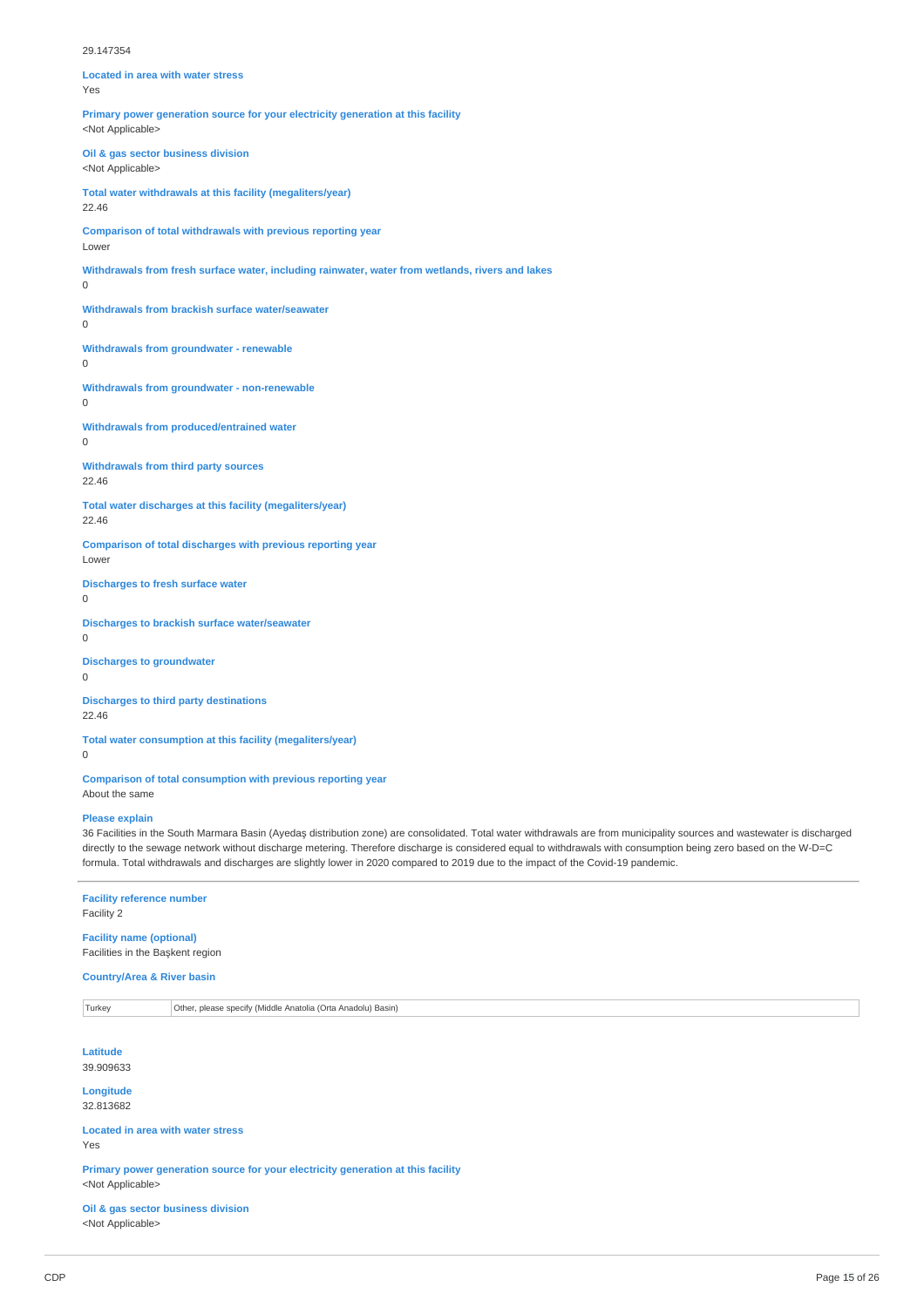29.147354

**Located in area with water stress**
Yes

**Primary power generation source for your electricity generation at this facility**
<Not Applicable>

**Oil & gas sector business division**
<Not Applicable>

**Total water withdrawals at this facility (megaliters/year)**
22.46

**Comparison of total withdrawals with previous reporting year**
Lower

**Withdrawals from fresh surface water, including rainwater, water from wetlands, rivers and lakes**
0

**Withdrawals from brackish surface water/seawater**
0

**Withdrawals from groundwater - renewable**
0

**Withdrawals from groundwater - non-renewable**
0

**Withdrawals from produced/entrained water**
0

**Withdrawals from third party sources**
22.46

**Total water discharges at this facility (megaliters/year)**
22.46

**Comparison of total discharges with previous reporting year**
Lower

**Discharges to fresh surface water**
0

**Discharges to brackish surface water/seawater**
0

**Discharges to groundwater**
0

**Discharges to third party destinations**
22.46

**Total water consumption at this facility (megaliters/year)**
0

**Comparison of total consumption with previous reporting year**
About the same

**Please explain**
36 Facilities in the South Marmara Basin (Ayedaş distribution zone) are consolidated. Total water withdrawals are from municipality sources and wastewater is discharged directly to the sewage network without discharge metering. Therefore discharge is considered equal to withdrawals with consumption being zero based on the W-D=C formula. Total withdrawals and discharges are slightly lower in 2020 compared to 2019 due to the impact of the Covid-19 pandemic.

---

**Facility reference number**
Facility 2

**Facility name (optional)**
Facilities in the Başkent region

**Country/Area & River basin**

| Turkey | Other, please specify (Middle Anatolia (Orta Anadolu) Basin) |
|---|---|

**Latitude**
39.909633

**Longitude**
32.813682

**Located in area with water stress**
Yes

**Primary power generation source for your electricity generation at this facility**
<Not Applicable>

**Oil & gas sector business division**
<Not Applicable>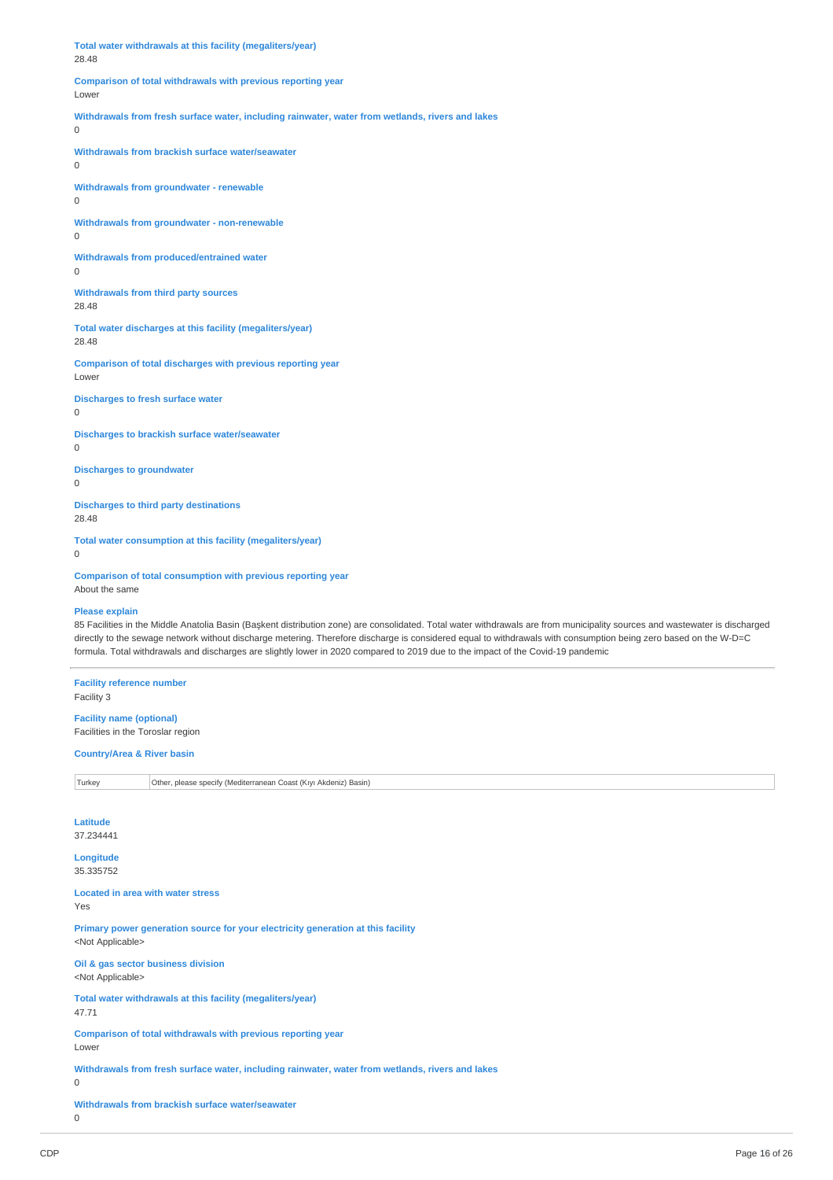**Total water withdrawals at this facility (megaliters/year)**
28.48

**Comparison of total withdrawals with previous reporting year**
Lower

**Withdrawals from fresh surface water, including rainwater, water from wetlands, rivers and lakes**
0

**Withdrawals from brackish surface water/seawater**
0

**Withdrawals from groundwater - renewable**
0

**Withdrawals from groundwater - non-renewable**
0

**Withdrawals from produced/entrained water**
0

**Withdrawals from third party sources**
28.48

**Total water discharges at this facility (megaliters/year)**
28.48

**Comparison of total discharges with previous reporting year**
Lower

**Discharges to fresh surface water**
0

**Discharges to brackish surface water/seawater**
0

**Discharges to groundwater**
0

**Discharges to third party destinations**
28.48

**Total water consumption at this facility (megaliters/year)**
0

**Comparison of total consumption with previous reporting year**
About the same

**Please explain**
85 Facilities in the Middle Anatolia Basin (Başkent distribution zone) are consolidated. Total water withdrawals are from municipality sources and wastewater is discharged directly to the sewage network without discharge metering. Therefore discharge is considered equal to withdrawals with consumption being zero based on the W-D=C formula. Total withdrawals and discharges are slightly lower in 2020 compared to 2019 due to the impact of the Covid-19 pandemic

---

**Facility reference number**
Facility 3

**Facility name (optional)**
Facilities in the Toroslar region

**Country/Area & River basin**

| Turkey | Other, please specify (Mediterranean Coast (Kıyı Akdeniz) Basin) |
|---|---|

**Latitude**
37.234441

**Longitude**
35.335752

**Located in area with water stress**
Yes

**Primary power generation source for your electricity generation at this facility**
<Not Applicable>

**Oil & gas sector business division**
<Not Applicable>

**Total water withdrawals at this facility (megaliters/year)**
47.71

**Comparison of total withdrawals with previous reporting year**
Lower

**Withdrawals from fresh surface water, including rainwater, water from wetlands, rivers and lakes**
0

**Withdrawals from brackish surface water/seawater**
0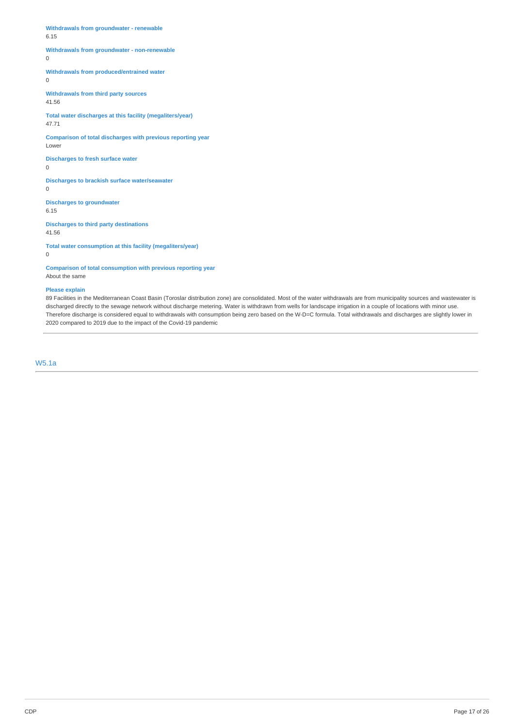**Withdrawals from groundwater - renewable**
6.15

**Withdrawals from groundwater - non-renewable**
0

**Withdrawals from produced/entrained water**
0

**Withdrawals from third party sources**
41.56

**Total water discharges at this facility (megaliters/year)**
47.71

**Comparison of total discharges with previous reporting year**
Lower

**Discharges to fresh surface water**
0

**Discharges to brackish surface water/seawater**
0

**Discharges to groundwater**
6.15

**Discharges to third party destinations**
41.56

**Total water consumption at this facility (megaliters/year)**
0

**Comparison of total consumption with previous reporting year**
About the same

**Please explain**
89 Facilities in the Mediterranean Coast Basin (Toroslar distribution zone) are consolidated. Most of the water withdrawals are from municipality sources and wastewater is discharged directly to the sewage network without discharge metering. Water is withdrawn from wells for landscape irrigation in a couple of locations with minor use. Therefore discharge is considered equal to withdrawals with consumption being zero based on the W-D=C formula. Total withdrawals and discharges are slightly lower in 2020 compared to 2019 due to the impact of the Covid-19 pandemic

## W5.1a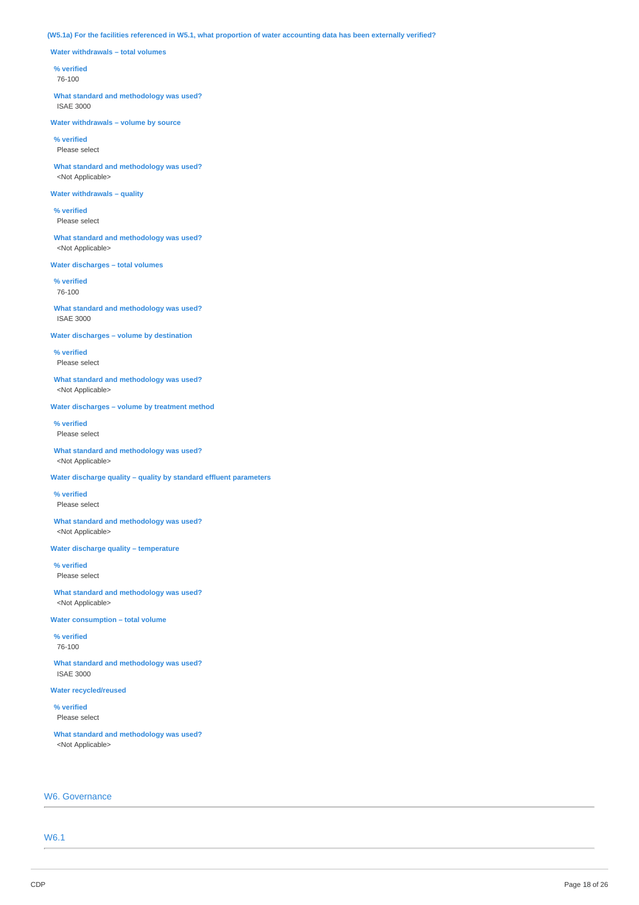**(W5.1a) For the facilities referenced in W5.1, what proportion of water accounting data has been externally verified?**

**Water withdrawals – total volumes**

**% verified**
76-100

**What standard and methodology was used?**
ISAE 3000

**Water withdrawals – volume by source**

**% verified**
Please select

**What standard and methodology was used?**
<Not Applicable>

**Water withdrawals – quality**

**% verified**
Please select

**What standard and methodology was used?**
<Not Applicable>

**Water discharges – total volumes**

**% verified**
76-100

**What standard and methodology was used?**
ISAE 3000

**Water discharges – volume by destination**

**% verified**
Please select

**What standard and methodology was used?**
<Not Applicable>

**Water discharges – volume by treatment method**

**% verified**
Please select

**What standard and methodology was used?**
<Not Applicable>

**Water discharge quality – quality by standard effluent parameters**

**% verified**
Please select

**What standard and methodology was used?**
<Not Applicable>

**Water discharge quality – temperature**

**% verified**
Please select

**What standard and methodology was used?**
<Not Applicable>

**Water consumption – total volume**

**% verified**
76-100

**What standard and methodology was used?**
ISAE 3000

**Water recycled/reused**

**% verified**
Please select

**What standard and methodology was used?**
<Not Applicable>

## W6. Governance

## W6.1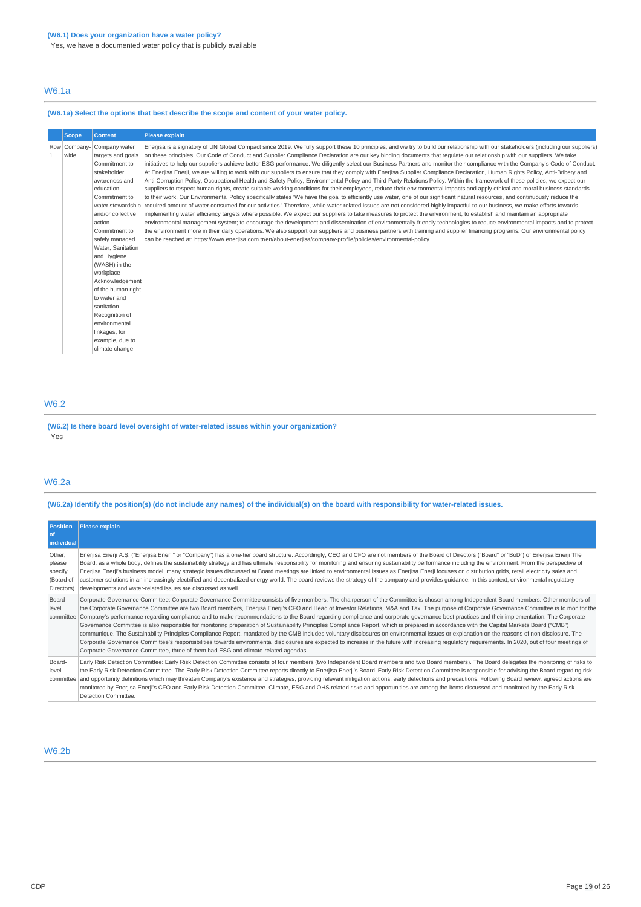**(W6.1) Does your organization have a water policy?**

Yes, we have a documented water policy that is publicly available

## W6.1a

**(W6.1a) Select the options that best describe the scope and content of your water policy.**

| | Scope | Content | Please explain |
|---|---|---|---|
| Row 1 | Company-wide | Company water targets and goals<br>Commitment to stakeholder awareness and education<br>Commitment to water stewardship and/or collective action<br>Commitment to safely managed Water, Sanitation and Hygiene (WASH) in the workplace<br>Acknowledgement of the human right to water and sanitation<br>Recognition of environmental linkages, for example, due to climate change | Enerjisa is a signatory of UN Global Compact since 2019. We fully support these 10 principles, and we try to build our relationship with our stakeholders (including our suppliers) on these principles. Our Code of Conduct and Supplier Compliance Declaration are our key binding documents that regulate our relationship with our suppliers. We take initiatives to help our suppliers achieve better ESG performance. We diligently select our Business Partners and monitor their compliance with the Company's Code of Conduct. At Enerjisa Enerji, we are willing to work with our suppliers to ensure that they comply with Enerjisa Supplier Compliance Declaration, Human Rights Policy, Anti-Bribery and Anti-Corruption Policy, Occupational Health and Safety Policy, Environmental Policy and Third-Party Relations Policy. Within the framework of these policies, we expect our suppliers to respect human rights, create suitable working conditions for their employees, reduce their environmental impacts and apply ethical and moral business standards to their work. Our Environmental Policy specifically states 'We have the goal to efficiently use water, one of our significant natural resources, and continuously reduce the required amount of water consumed for our activities.' Therefore, while water-related issues are not considered highly impactful to our business, we make efforts towards implementing water efficiency targets where possible. We expect our suppliers to take measures to protect the environment, to establish and maintain an appropriate environmental management system; to encourage the development and dissemination of environmentally friendly technologies to reduce environmental impacts and to protect the environment more in their daily operations. We also support our suppliers and business partners with training and supplier financing programs. Our environmental policy can be reached at: https://www.enerjisa.com.tr/en/about-enerjisa/company-profile/policies/environmental-policy |

## W6.2

**(W6.2) Is there board level oversight of water-related issues within your organization?**

Yes

## W6.2a

**(W6.2a) Identify the position(s) (do not include any names) of the individual(s) on the board with responsibility for water-related issues.**

| Position of individual | Please explain |
|---|---|
| Other, please specify (Board of Directors) | Enerjisa Enerji A.Ş. ("Enerjisa Enerji" or "Company") has a one-tier board structure. Accordingly, CEO and CFO are not members of the Board of Directors ("Board" or "BoD") of Enerjisa Enerji The Board, as a whole body, defines the sustainability strategy and has ultimate responsibility for monitoring and ensuring sustainability performance including the environment. From the perspective of Enerjisa Enerji's business model, many strategic issues discussed at Board meetings are linked to environmental issues as Enerjisa Enerji focuses on distribution grids, retail electricity sales and customer solutions in an increasingly electrified and decentralized energy world. The board reviews the strategy of the company and provides guidance. In this context, environmental regulatory developments and water-related issues are discussed as well. |
| Board-level committee | Corporate Governance Committee: Corporate Governance Committee consists of five members. The chairperson of the Committee is chosen among Independent Board members. Other members of the Corporate Governance Committee are two Board members, Enerjisa Enerji's CFO and Head of Investor Relations, M&A and Tax. The purpose of Corporate Governance Committee is to monitor the Company's performance regarding compliance and to make recommendations to the Board regarding compliance and corporate governance best practices and their implementation. The Corporate Governance Committee is also responsible for monitoring preparation of Sustainability Principles Compliance Report, which is prepared in accordance with the Capital Markets Board ("CMB") communique. The Sustainability Principles Compliance Report, mandated by the CMB includes voluntary disclosures on environmental issues or explanation on the reasons of non-disclosure. The Corporate Governance Committee's responsibilities towards environmental disclosures are expected to increase in the future with increasing regulatory requirements. In 2020, out of four meetings of Corporate Governance Committee, three of them had ESG and climate-related agendas. |
| Board-level committee | Early Risk Detection Committee: Early Risk Detection Committee consists of four members (two Independent Board members and two Board members). The Board delegates the monitoring of risks to the Early Risk Detection Committee. The Early Risk Detection Committee reports directly to Enerjisa Enerji's Board. Early Risk Detection Committee is responsible for advising the Board regarding risk and opportunity definitions which may threaten Company's existence and strategies, providing relevant mitigation actions, early detections and precautions. Following Board review, agreed actions are monitored by Enerjisa Enerji's CFO and Early Risk Detection Committee. Climate, ESG and OHS related risks and opportunities are among the items discussed and monitored by the Early Risk Detection Committee. |

## W6.2b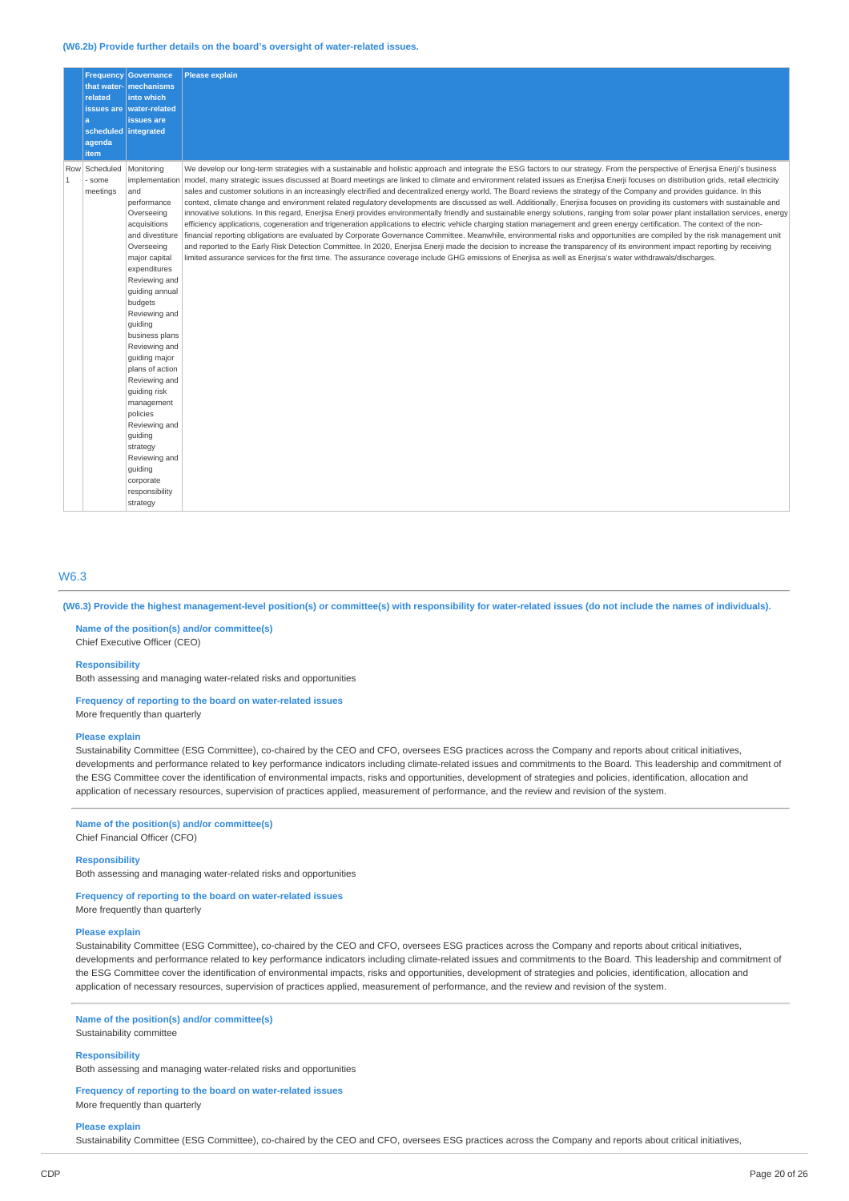**(W6.2b) Provide further details on the board's oversight of water-related issues.**

| | Frequency that water-related issues are a scheduled agenda item | Governance mechanisms into which water-related issues are integrated | Please explain |
|---|---|---|---|
| Row 1 | Scheduled - some meetings | Monitoring implementation and performance Overseeing acquisitions and divestiture Overseeing major capital expenditures Reviewing and guiding annual budgets Reviewing and guiding business plans Reviewing and guiding major plans of action Reviewing and guiding risk management policies Reviewing and guiding strategy Reviewing and guiding corporate responsibility strategy | We develop our long-term strategies with a sustainable and holistic approach and integrate the ESG factors to our strategy. From the perspective of Enerjisa Enerji's business model, many strategic issues discussed at Board meetings are linked to climate and environment related issues as Enerjisa Enerji focuses on distribution grids, retail electricity sales and customer solutions in an increasingly electrified and decentralized energy world. The Board reviews the strategy of the Company and provides guidance. In this context, climate change and environment related regulatory developments are discussed as well. Additionally, Enerjisa focuses on providing its customers with sustainable and innovative solutions. In this regard, Enerjisa Enerji provides environmentally friendly and sustainable energy solutions, ranging from solar power plant installation services, energy efficiency applications, cogeneration and trigeneration applications to electric vehicle charging station management and green energy certification. The context of the non-financial reporting obligations are evaluated by Corporate Governance Committee. Meanwhile, environmental risks and opportunities are compiled by the risk management unit and reported to the Early Risk Detection Committee. In 2020, Enerjisa Enerji made the decision to increase the transparency of its environment impact reporting by receiving limited assurance services for the first time. The assurance coverage include GHG emissions of Enerjisa as well as Enerjisa's water withdrawals/discharges. |

## W6.3

**(W6.3) Provide the highest management-level position(s) or committee(s) with responsibility for water-related issues (do not include the names of individuals).**

**Name of the position(s) and/or committee(s)**
Chief Executive Officer (CEO)

**Responsibility**
Both assessing and managing water-related risks and opportunities

**Frequency of reporting to the board on water-related issues**
More frequently than quarterly

**Please explain**
Sustainability Committee (ESG Committee), co-chaired by the CEO and CFO, oversees ESG practices across the Company and reports about critical initiatives, developments and performance related to key performance indicators including climate-related issues and commitments to the Board. This leadership and commitment of the ESG Committee cover the identification of environmental impacts, risks and opportunities, development of strategies and policies, identification, allocation and application of necessary resources, supervision of practices applied, measurement of performance, and the review and revision of the system.

**Name of the position(s) and/or committee(s)**
Chief Financial Officer (CFO)

**Responsibility**
Both assessing and managing water-related risks and opportunities

**Frequency of reporting to the board on water-related issues**
More frequently than quarterly

**Please explain**
Sustainability Committee (ESG Committee), co-chaired by the CEO and CFO, oversees ESG practices across the Company and reports about critical initiatives, developments and performance related to key performance indicators including climate-related issues and commitments to the Board. This leadership and commitment of the ESG Committee cover the identification of environmental impacts, risks and opportunities, development of strategies and policies, identification, allocation and application of necessary resources, supervision of practices applied, measurement of performance, and the review and revision of the system.

**Name of the position(s) and/or committee(s)**
Sustainability committee

**Responsibility**
Both assessing and managing water-related risks and opportunities

**Frequency of reporting to the board on water-related issues**
More frequently than quarterly

**Please explain**
Sustainability Committee (ESG Committee), co-chaired by the CEO and CFO, oversees ESG practices across the Company and reports about critical initiatives,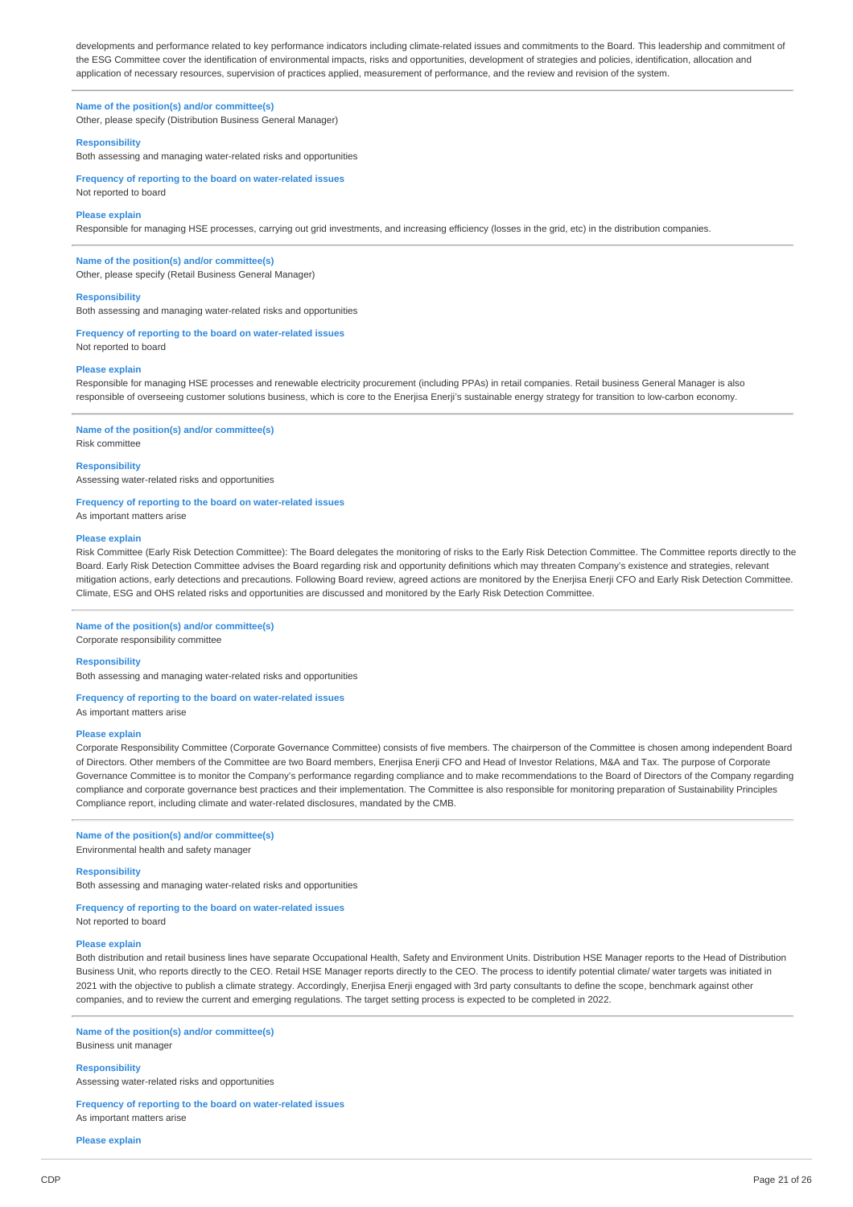developments and performance related to key performance indicators including climate-related issues and commitments to the Board. This leadership and commitment of the ESG Committee cover the identification of environmental impacts, risks and opportunities, development of strategies and policies, identification, allocation and application of necessary resources, supervision of practices applied, measurement of performance, and the review and revision of the system.

**Name of the position(s) and/or committee(s)**
Other, please specify (Distribution Business General Manager)

**Responsibility**
Both assessing and managing water-related risks and opportunities

**Frequency of reporting to the board on water-related issues**
Not reported to board

**Please explain**
Responsible for managing HSE processes, carrying out grid investments, and increasing efficiency (losses in the grid, etc) in the distribution companies.

---

**Name of the position(s) and/or committee(s)**
Other, please specify (Retail Business General Manager)

**Responsibility**
Both assessing and managing water-related risks and opportunities

**Frequency of reporting to the board on water-related issues**
Not reported to board

**Please explain**
Responsible for managing HSE processes and renewable electricity procurement (including PPAs) in retail companies. Retail business General Manager is also responsible of overseeing customer solutions business, which is core to the Enerjisa Enerji's sustainable energy strategy for transition to low-carbon economy.

---

**Name of the position(s) and/or committee(s)**
Risk committee

**Responsibility**
Assessing water-related risks and opportunities

**Frequency of reporting to the board on water-related issues**
As important matters arise

**Please explain**
Risk Committee (Early Risk Detection Committee): The Board delegates the monitoring of risks to the Early Risk Detection Committee. The Committee reports directly to the Board. Early Risk Detection Committee advises the Board regarding risk and opportunity definitions which may threaten Company's existence and strategies, relevant mitigation actions, early detections and precautions. Following Board review, agreed actions are monitored by the Enerjisa Enerji CFO and Early Risk Detection Committee. Climate, ESG and OHS related risks and opportunities are discussed and monitored by the Early Risk Detection Committee.

---

**Name of the position(s) and/or committee(s)**
Corporate responsibility committee

**Responsibility**
Both assessing and managing water-related risks and opportunities

**Frequency of reporting to the board on water-related issues**
As important matters arise

**Please explain**
Corporate Responsibility Committee (Corporate Governance Committee) consists of five members. The chairperson of the Committee is chosen among independent Board of Directors. Other members of the Committee are two Board members, Enerjisa Enerji CFO and Head of Investor Relations, M&A and Tax. The purpose of Corporate Governance Committee is to monitor the Company's performance regarding compliance and to make recommendations to the Board of Directors of the Company regarding compliance and corporate governance best practices and their implementation. The Committee is also responsible for monitoring preparation of Sustainability Principles Compliance report, including climate and water-related disclosures, mandated by the CMB.

---

**Name of the position(s) and/or committee(s)**
Environmental health and safety manager

**Responsibility**
Both assessing and managing water-related risks and opportunities

**Frequency of reporting to the board on water-related issues**
Not reported to board

**Please explain**
Both distribution and retail business lines have separate Occupational Health, Safety and Environment Units. Distribution HSE Manager reports to the Head of Distribution Business Unit, who reports directly to the CEO. Retail HSE Manager reports directly to the CEO. The process to identify potential climate/ water targets was initiated in 2021 with the objective to publish a climate strategy. Accordingly, Enerjisa Enerji engaged with 3rd party consultants to define the scope, benchmark against other companies, and to review the current and emerging regulations. The target setting process is expected to be completed in 2022.

---

**Name of the position(s) and/or committee(s)**
Business unit manager

**Responsibility**
Assessing water-related risks and opportunities

**Frequency of reporting to the board on water-related issues**
As important matters arise

**Please explain**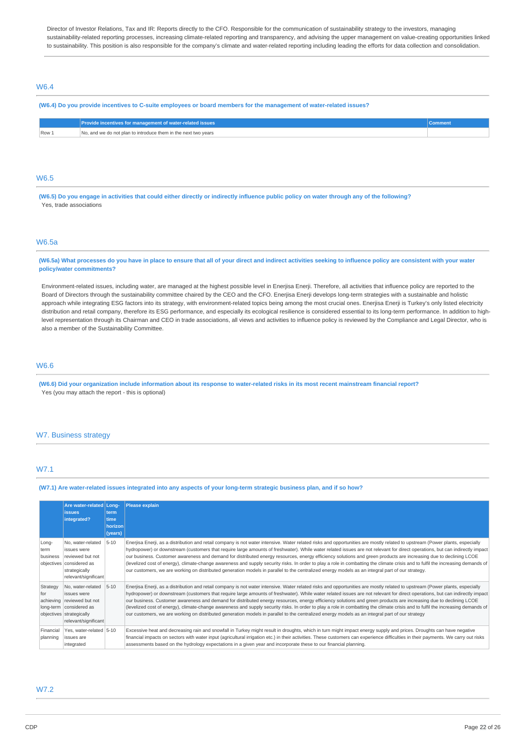Director of Investor Relations, Tax and IR: Reports directly to the CFO. Responsible for the communication of sustainability strategy to the investors, managing sustainability-related reporting processes, increasing climate-related reporting and transparency, and advising the upper management on value-creating opportunities linked to sustainability. This position is also responsible for the company's climate and water-related reporting including leading the efforts for data collection and consolidation.

## W6.4

**(W6.4) Do you provide incentives to C-suite employees or board members for the management of water-related issues?**

| | Provide incentives for management of water-related issues | Comment |
|---|---|---|
| Row 1 | No, and we do not plan to introduce them in the next two years | |

## W6.5

**(W6.5) Do you engage in activities that could either directly or indirectly influence public policy on water through any of the following?**

Yes, trade associations

## W6.5a

**(W6.5a) What processes do you have in place to ensure that all of your direct and indirect activities seeking to influence policy are consistent with your water policy/water commitments?**

Environment-related issues, including water, are managed at the highest possible level in Enerjisa Enerji. Therefore, all activities that influence policy are reported to the Board of Directors through the sustainability committee chaired by the CEO and the CFO. Enerjisa Enerji develops long-term strategies with a sustainable and holistic approach while integrating ESG factors into its strategy, with environment-related topics being among the most crucial ones. Enerjisa Enerji is Turkey's only listed electricity distribution and retail company, therefore its ESG performance, and especially its ecological resilience is considered essential to its long-term performance. In addition to high-level representation through its Chairman and CEO in trade associations, all views and activities to influence policy is reviewed by the Compliance and Legal Director, who is also a member of the Sustainability Committee.

## W6.6

**(W6.6) Did your organization include information about its response to water-related risks in its most recent mainstream financial report?**

Yes (you may attach the report - this is optional)

# W7. Business strategy

## W7.1

**(W7.1) Are water-related issues integrated into any aspects of your long-term strategic business plan, and if so how?**

| | Are water-related issues integrated? | Long-term time horizon (years) | Please explain |
|---|---|---|---|
| Long-term business objectives | No, water-related issues were reviewed but not considered as strategically relevant/significant | 5-10 | Enerjisa Enerji, as a distribution and retail company is not water intensive. Water related risks and opportunities are mostly related to upstream (Power plants, especially hydropower) or downstream (customers that require large amounts of freshwater). While water related issues are not relevant for direct operations, but can indirectly impact our business. Customer awareness and demand for distributed energy resources, energy efficiency solutions and green products are increasing due to declining LCOE (levelized cost of energy), climate-change awareness and supply security risks. In order to play a role in combatting the climate crisis and to fulfil the increasing demands of our customers, we are working on distributed generation models in parallel to the centralized energy models as an integral part of our strategy. |
| Strategy for achieving long-term objectives | No, water-related issues were reviewed but not considered as strategically relevant/significant | 5-10 | Enerjisa Enerji, as a distribution and retail company is not water intensive. Water related risks and opportunities are mostly related to upstream (Power plants, especially hydropower) or downstream (customers that require large amounts of freshwater). While water related issues are not relevant for direct operations, but can indirectly impact our business. Customer awareness and demand for distributed energy resources, energy efficiency solutions and green products are increasing due to declining LCOE (levelized cost of energy), climate-change awareness and supply security risks. In order to play a role in combatting the climate crisis and to fulfil the increasing demands of our customers, we are working on distributed generation models in parallel to the centralized energy models as an integral part of our strategy |
| Financial planning | Yes, water-related issues are integrated | 5-10 | Excessive heat and decreasing rain and snowfall in Turkey might result in droughts, which in turn might impact energy supply and prices. Droughts can have negative financial impacts on sectors with water input (agricultural irrigation etc.) in their activities. These customers can experience difficulties in their payments. We carry out risks assessments based on the hydrology expectations in a given year and incorporate these to our financial planning. |

## W7.2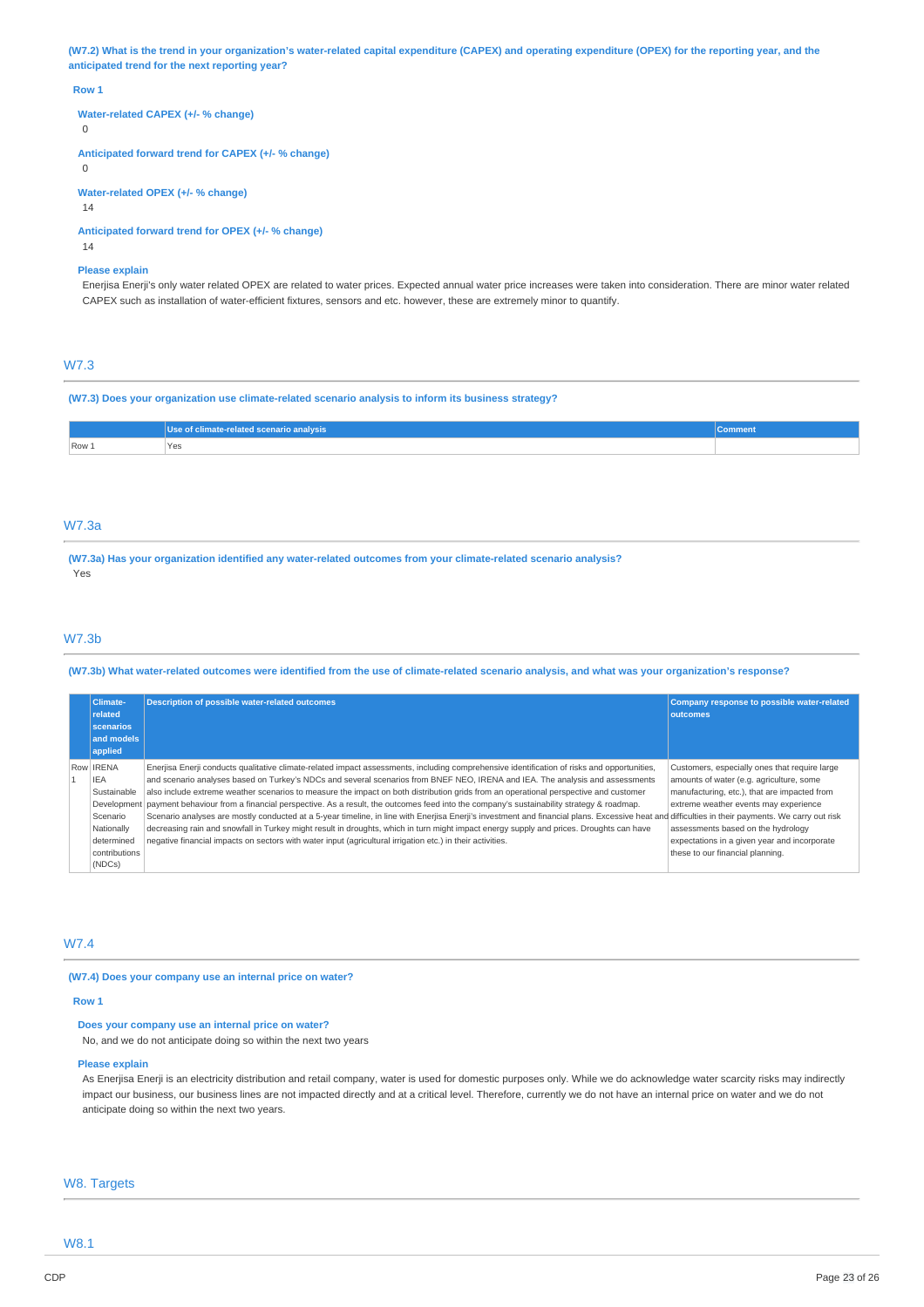**(W7.2) What is the trend in your organization's water-related capital expenditure (CAPEX) and operating expenditure (OPEX) for the reporting year, and the anticipated trend for the next reporting year?**

**Row 1**

**Water-related CAPEX (+/- % change)**

0

**Anticipated forward trend for CAPEX (+/- % change)**

0

**Water-related OPEX (+/- % change)**

14

**Anticipated forward trend for OPEX (+/- % change)**

14

**Please explain**

Enerjisa Enerji's only water related OPEX are related to water prices. Expected annual water price increases were taken into consideration. There are minor water related CAPEX such as installation of water-efficient fixtures, sensors and etc. however, these are extremely minor to quantify.

## W7.3

**(W7.3) Does your organization use climate-related scenario analysis to inform its business strategy?**

| | Use of climate-related scenario analysis | Comment |
|---|---|---|
| Row 1 | Yes | |

## W7.3a

**(W7.3a) Has your organization identified any water-related outcomes from your climate-related scenario analysis?**

Yes

## W7.3b

**(W7.3b) What water-related outcomes were identified from the use of climate-related scenario analysis, and what was your organization's response?**

| | Climate-related scenarios and models applied | Description of possible water-related outcomes | Company response to possible water-related outcomes |
|---|---|---|---|
| Row 1 | IRENA<br>IEA Sustainable Development Scenario<br>Nationally determined contributions (NDCs) | Enerjisa Enerji conducts qualitative climate-related impact assessments, including comprehensive identification of risks and opportunities, and scenario analyses based on Turkey's NDCs and several scenarios from BNEF NEO, IRENA and IEA. The analysis and assessments also include extreme weather scenarios to measure the impact on both distribution grids from an operational perspective and customer payment behaviour from a financial perspective. As a result, the outcomes feed into the company's sustainability strategy & roadmap. Scenario analyses are mostly conducted at a 5-year timeline, in line with Enerjisa Enerji's investment and financial plans. Excessive heat and decreasing rain and snowfall in Turkey might result in droughts, which in turn might impact energy supply and prices. Droughts can have negative financial impacts on sectors with water input (agricultural irrigation etc.) in their activities. | Customers, especially ones that require large amounts of water (e.g. agriculture, some manufacturing, etc.), that are impacted from extreme weather events may experience difficulties in their payments. We carry out risk assessments based on the hydrology expectations in a given year and incorporate these to our financial planning. |

## W7.4

**(W7.4) Does your company use an internal price on water?**

**Row 1**

**Does your company use an internal price on water?**

No, and we do not anticipate doing so within the next two years

**Please explain**

As Enerjisa Enerji is an electricity distribution and retail company, water is used for domestic purposes only. While we do acknowledge water scarcity risks may indirectly impact our business, our business lines are not impacted directly and at a critical level. Therefore, currently we do not have an internal price on water and we do not anticipate doing so within the next two years.

# W8. Targets

## W8.1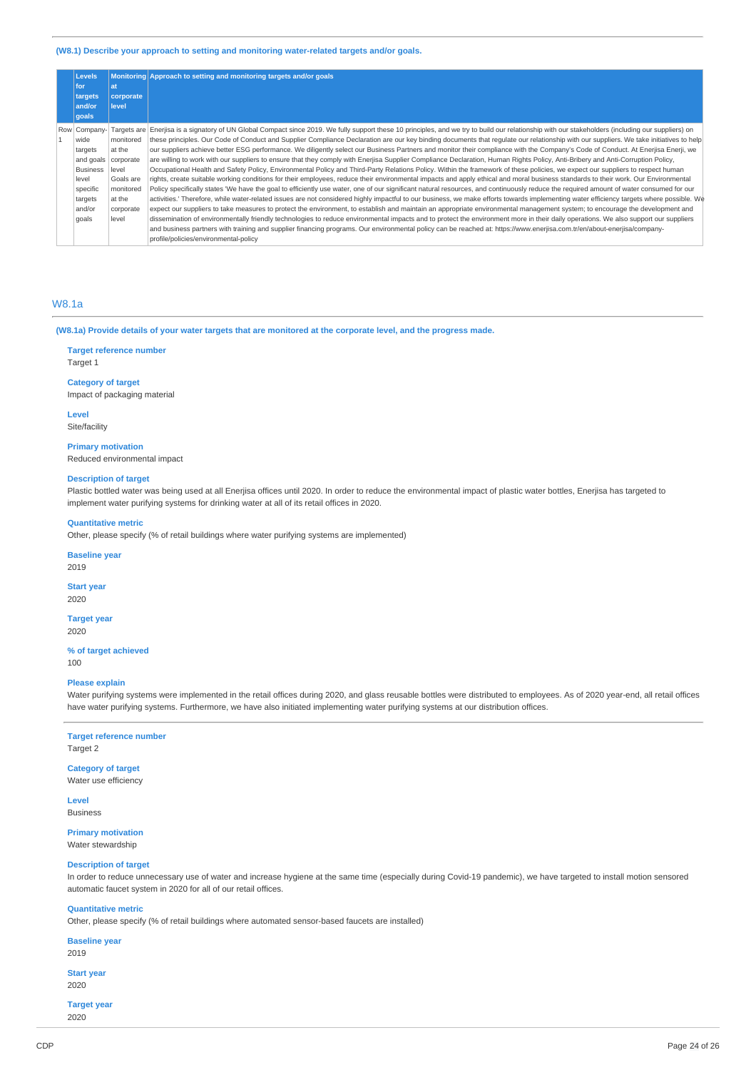(W8.1) Describe your approach to setting and monitoring water-related targets and/or goals.

| | Levels for targets and/or goals | Monitoring at corporate level | Approach to setting and monitoring targets and/or goals |
|---|---|---|---|
| Row 1 | Company-wide targets and goals Business level specific targets and/or goals | Targets are monitored at the corporate level Goals are monitored at the corporate level | Enerjisa is a signatory of UN Global Compact since 2019. We fully support these 10 principles, and we try to build our relationship with our stakeholders (including our suppliers) on these principles. Our Code of Conduct and Supplier Compliance Declaration are our key binding documents that regulate our relationship with our suppliers. We take initiatives to help our suppliers achieve better ESG performance. We diligently select our Business Partners and monitor their compliance with the Company's Code of Conduct. At Enerjisa Enerji, we are willing to work with our suppliers to ensure that they comply with Enerjisa Supplier Compliance Declaration, Human Rights Policy, Anti-Bribery and Anti-Corruption Policy, Occupational Health and Safety Policy, Environmental Policy and Third-Party Relations Policy. Within the framework of these policies, we expect our suppliers to respect human rights, create suitable working conditions for their employees, reduce their environmental impacts and apply ethical and moral business standards to their work. Our Environmental Policy specifically states 'We have the goal to efficiently use water, one of our significant natural resources, and continuously reduce the required amount of water consumed for our activities.' Therefore, while water-related issues are not considered highly impactful to our business, we make efforts towards implementing water efficiency targets where possible. We expect our suppliers to take measures to protect the environment, to establish and maintain an appropriate environmental management system; to encourage the development and dissemination of environmentally friendly technologies to reduce environmental impacts and to protect the environment more in their daily operations. We also support our suppliers and business partners with training and supplier financing programs. Our environmental policy can be reached at: https://www.enerjisa.com.tr/en/about-enerjisa/company-profile/policies/environmental-policy |

## W8.1a

(W8.1a) Provide details of your water targets that are monitored at the corporate level, and the progress made.

**Target reference number**
Target 1

**Category of target**
Impact of packaging material

**Level**
Site/facility

**Primary motivation**
Reduced environmental impact

**Description of target**
Plastic bottled water was being used at all Enerjisa offices until 2020. In order to reduce the environmental impact of plastic water bottles, Enerjisa has targeted to implement water purifying systems for drinking water at all of its retail offices in 2020.

**Quantitative metric**
Other, please specify (% of retail buildings where water purifying systems are implemented)

**Baseline year**
2019

**Start year**
2020

**Target year**
2020

**% of target achieved**
100

**Please explain**
Water purifying systems were implemented in the retail offices during 2020, and glass reusable bottles were distributed to employees. As of 2020 year-end, all retail offices have water purifying systems. Furthermore, we have also initiated implementing water purifying systems at our distribution offices.

---

**Target reference number**
Target 2

**Category of target**
Water use efficiency

**Level**
Business

**Primary motivation**
Water stewardship

**Description of target**
In order to reduce unnecessary use of water and increase hygiene at the same time (especially during Covid-19 pandemic), we have targeted to install motion sensored automatic faucet system in 2020 for all of our retail offices.

**Quantitative metric**
Other, please specify (% of retail buildings where automated sensor-based faucets are installed)

**Baseline year**
2019

**Start year**
2020

**Target year**
2020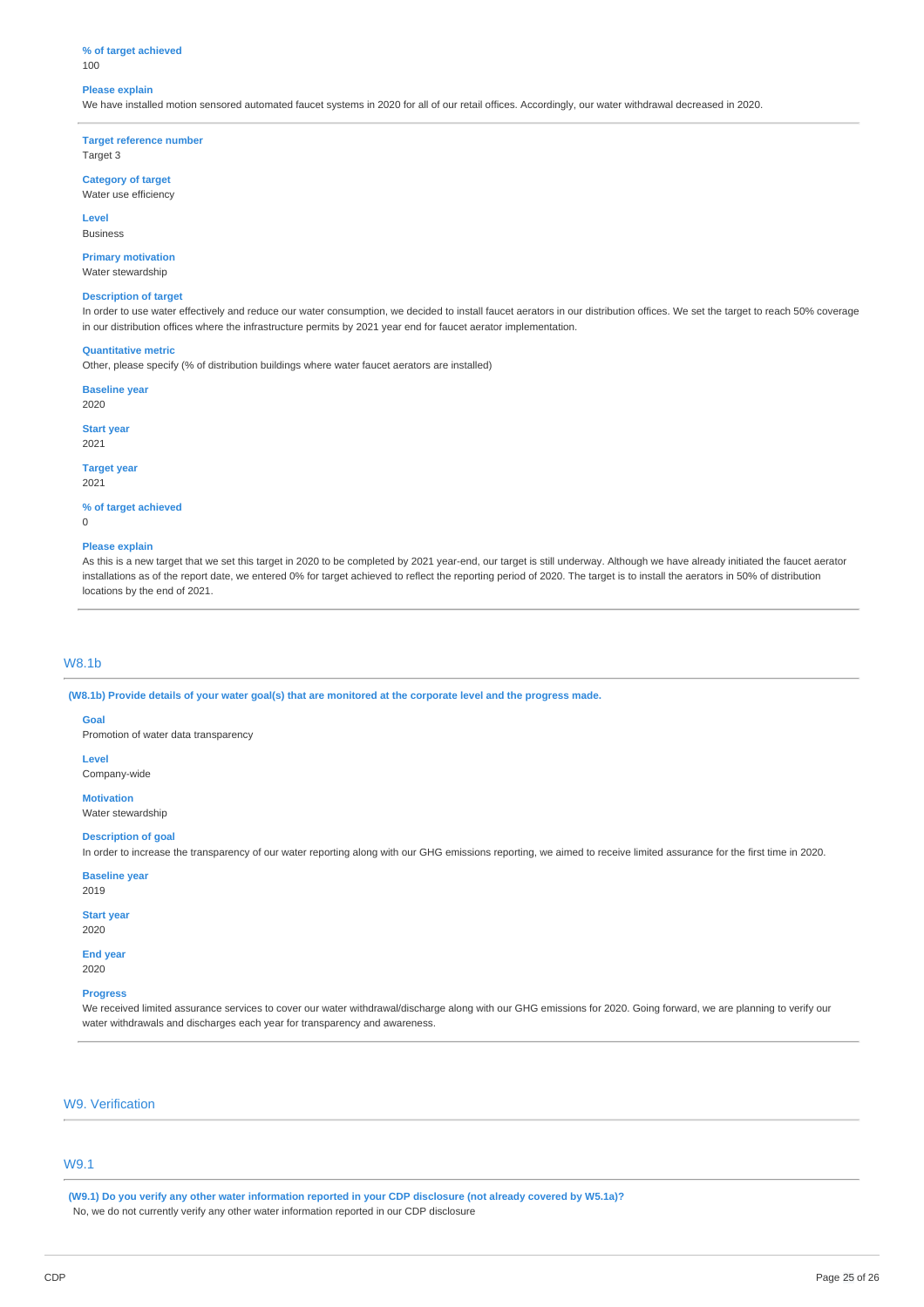**% of target achieved**
100

**Please explain**
We have installed motion sensored automated faucet systems in 2020 for all of our retail offices. Accordingly, our water withdrawal decreased in 2020.

---

**Target reference number**
Target 3

**Category of target**
Water use efficiency

**Level**
Business

**Primary motivation**
Water stewardship

**Description of target**
In order to use water effectively and reduce our water consumption, we decided to install faucet aerators in our distribution offices. We set the target to reach 50% coverage in our distribution offices where the infrastructure permits by 2021 year end for faucet aerator implementation.

**Quantitative metric**
Other, please specify (% of distribution buildings where water faucet aerators are installed)

**Baseline year**
2020

**Start year**
2021

**Target year**
2021

**% of target achieved**
0

**Please explain**
As this is a new target that we set this target in 2020 to be completed by 2021 year-end, our target is still underway. Although we have already initiated the faucet aerator installations as of the report date, we entered 0% for target achieved to reflect the reporting period of 2020. The target is to install the aerators in 50% of distribution locations by the end of 2021.

---

## W8.1b

**(W8.1b) Provide details of your water goal(s) that are monitored at the corporate level and the progress made.**

**Goal**
Promotion of water data transparency

**Level**
Company-wide

**Motivation**
Water stewardship

**Description of goal**
In order to increase the transparency of our water reporting along with our GHG emissions reporting, we aimed to receive limited assurance for the first time in 2020.

**Baseline year**
2019

**Start year**
2020

**End year**
2020

**Progress**
We received limited assurance services to cover our water withdrawal/discharge along with our GHG emissions for 2020. Going forward, we are planning to verify our water withdrawals and discharges each year for transparency and awareness.

---

# W9. Verification

## W9.1

**(W9.1) Do you verify any other water information reported in your CDP disclosure (not already covered by W5.1a)?**
No, we do not currently verify any other water information reported in our CDP disclosure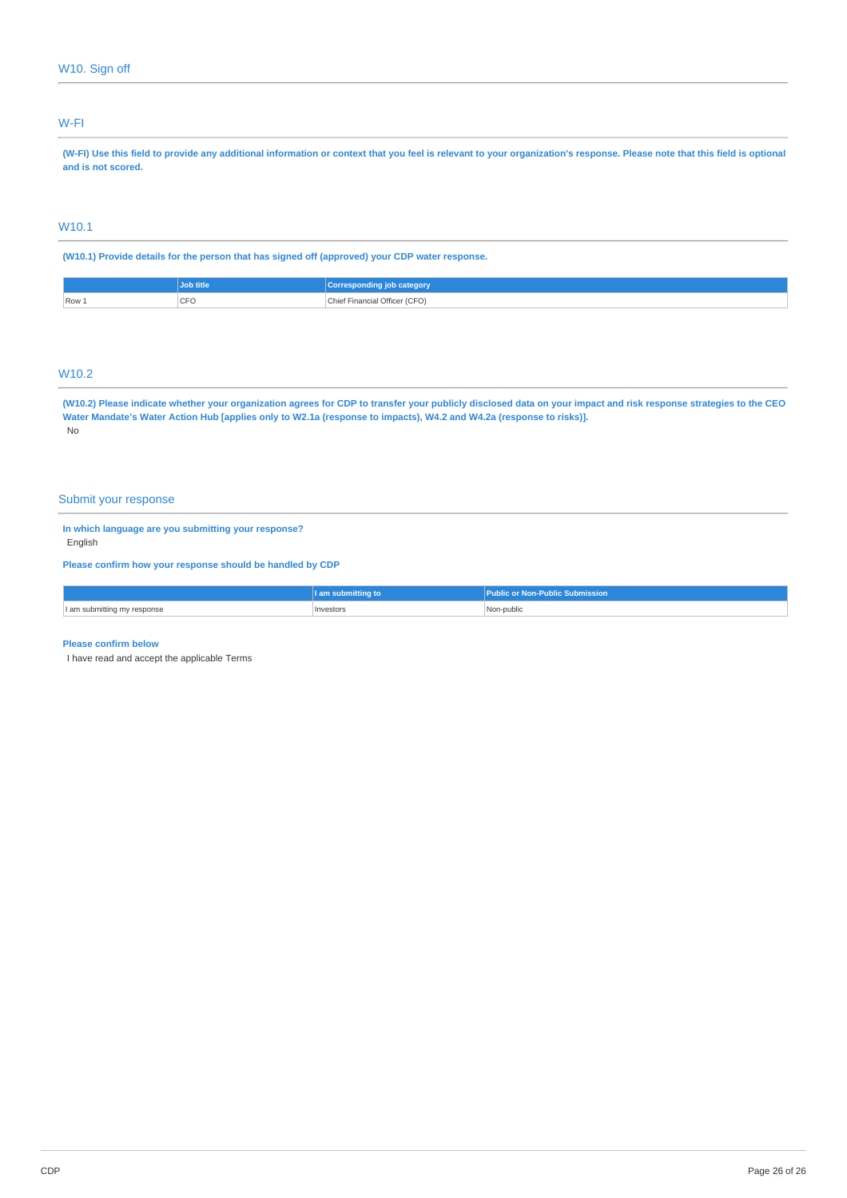## W10. Sign off

### W-FI

**(W-FI) Use this field to provide any additional information or context that you feel is relevant to your organization's response. Please note that this field is optional and is not scored.**

### W10.1

**(W10.1) Provide details for the person that has signed off (approved) your CDP water response.**

| | Job title | Corresponding job category |
|---|---|---|
| Row 1 | CFO | Chief Financial Officer (CFO) |

### W10.2

**(W10.2) Please indicate whether your organization agrees for CDP to transfer your publicly disclosed data on your impact and risk response strategies to the CEO Water Mandate's Water Action Hub [applies only to W2.1a (response to impacts), W4.2 and W4.2a (response to risks)].**

No

## Submit your response

**In which language are you submitting your response?**

English

**Please confirm how your response should be handled by CDP**

| | I am submitting to | Public or Non-Public Submission |
|---|---|---|
| I am submitting my response | Investors | Non-public |

**Please confirm below**

I have read and accept the applicable Terms